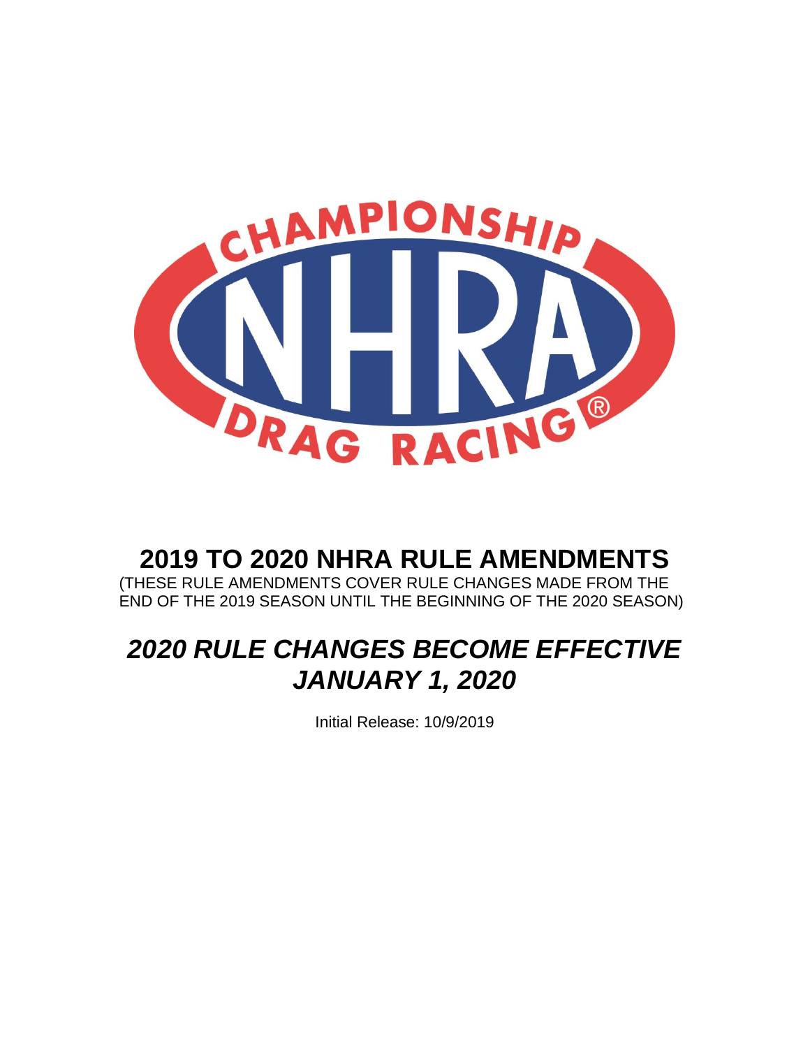# 2019 TO 2020 NHRA RULE AMENDMENTS

(THESE RULE AMENDMENTS COVER RULE CHANGES MADE FROM THE END OF THE 2019 SEASON UNTIL THE BEGINNING OF THE 2020 SEASON)

## *2020 RULE CHANGES BECOME EFFECTIVE JANUARY 1, 2020*

Initial Release: 10/9/2019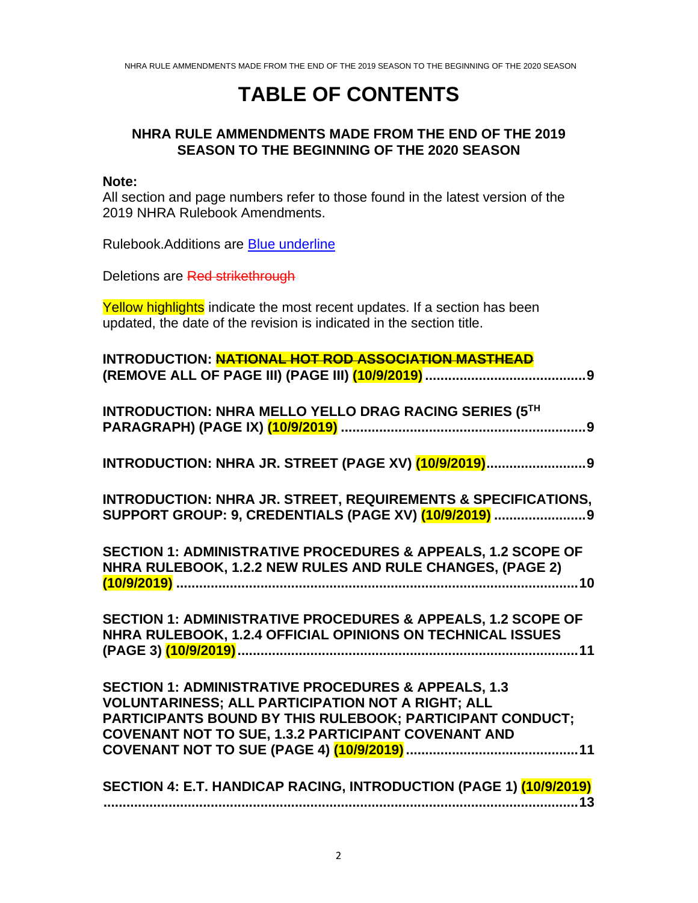# TABLE OF CONTENTS

**NHRA RULE AMMENDMENTS MADE FROM THE END OF THE 2019 SEASON TO THE BEGINNING OF THE 2020 SEASON**

**Note:**
All section and page numbers refer to those found in the latest version of the 2019 NHRA Rulebook Amendments.

Rulebook.Additions are <u>Blue underline</u>

Deletions are ~~Red strikethrough~~

Yellow highlights indicate the most recent updates. If a section has been updated, the date of the revision is indicated in the section title.

**INTRODUCTION: ~~NATIONAL HOT ROD ASSOCIATION MASTHEAD~~ (REMOVE ALL OF PAGE III) (PAGE III) (10/9/2019) .......... 9**

**INTRODUCTION: NHRA MELLO YELLO DRAG RACING SERIES (5TH PARAGRAPH) (PAGE IX) (10/9/2019) .......... 9**

**INTRODUCTION: NHRA JR. STREET (PAGE XV) (10/9/2019) .......... 9**

**INTRODUCTION: NHRA JR. STREET, REQUIREMENTS & SPECIFICATIONS, SUPPORT GROUP: 9, CREDENTIALS (PAGE XV) (10/9/2019) .......... 9**

**SECTION 1: ADMINISTRATIVE PROCEDURES & APPEALS, 1.2 SCOPE OF NHRA RULEBOOK, 1.2.2 NEW RULES AND RULE CHANGES, (PAGE 2) (10/9/2019) .......... 10**

**SECTION 1: ADMINISTRATIVE PROCEDURES & APPEALS, 1.2 SCOPE OF NHRA RULEBOOK, 1.2.4 OFFICIAL OPINIONS ON TECHNICAL ISSUES (PAGE 3) (10/9/2019) .......... 11**

**SECTION 1: ADMINISTRATIVE PROCEDURES & APPEALS, 1.3 VOLUNTARINESS; ALL PARTICIPATION NOT A RIGHT; ALL PARTICIPANTS BOUND BY THIS RULEBOOK; PARTICIPANT CONDUCT; COVENANT NOT TO SUE, 1.3.2 PARTICIPANT COVENANT AND COVENANT NOT TO SUE (PAGE 4) (10/9/2019) .......... 11**

**SECTION 4: E.T. HANDICAP RACING, INTRODUCTION (PAGE 1) (10/9/2019) .......... 13**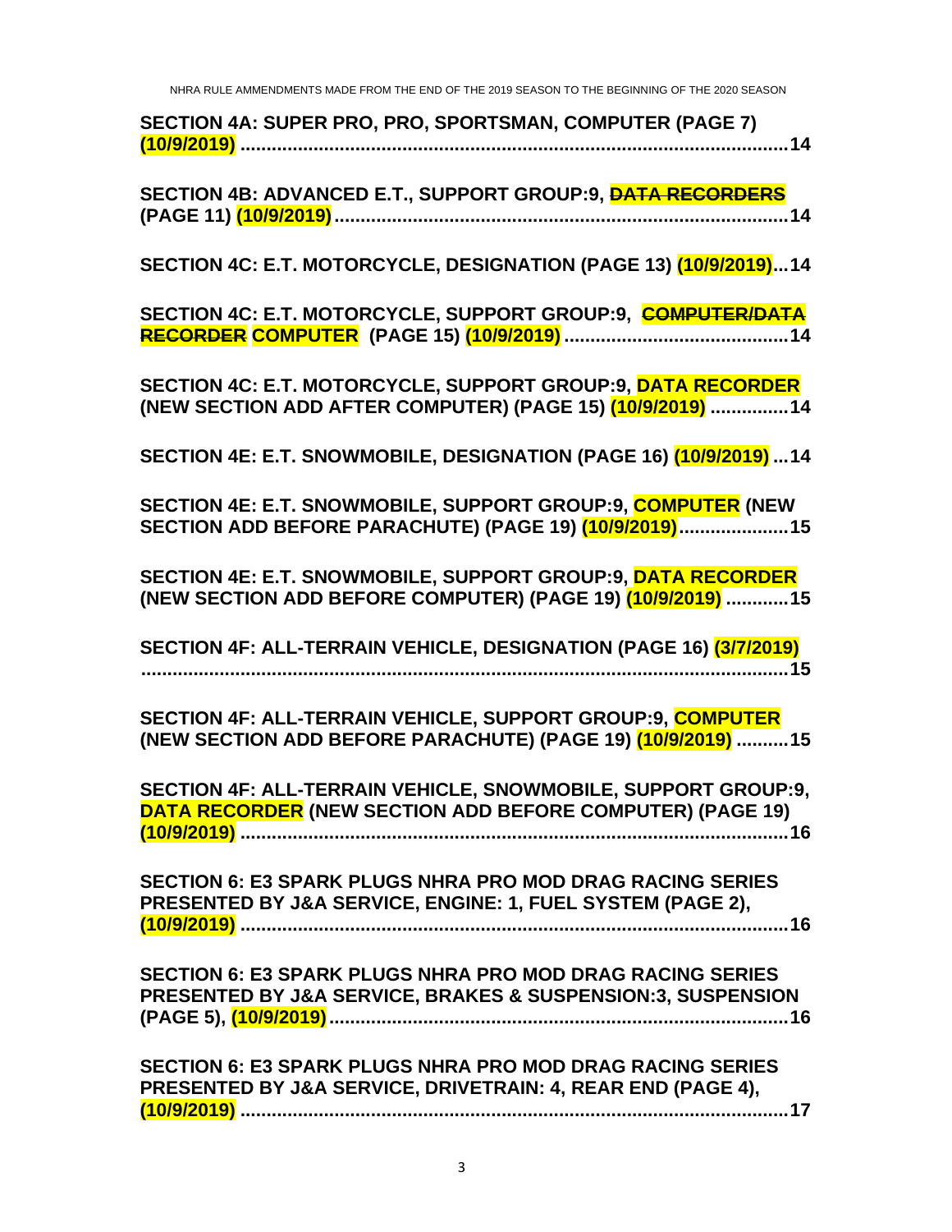**SECTION 4A: SUPER PRO, PRO, SPORTSMAN, COMPUTER (PAGE 7) (10/9/2019) ....................................................................................................14**

**SECTION 4B: ADVANCED E.T., SUPPORT GROUP:9, ~~DATA RECORDERS~~ (PAGE 11) (10/9/2019)..........................................................................................14**

**SECTION 4C: E.T. MOTORCYCLE, DESIGNATION (PAGE 13) (10/9/2019)...14**

**SECTION 4C: E.T. MOTORCYCLE, SUPPORT GROUP:9, ~~COMPUTER/DATA RECORDER~~ COMPUTER (PAGE 15) (10/9/2019) ..........................................14**

**SECTION 4C: E.T. MOTORCYCLE, SUPPORT GROUP:9, DATA RECORDER (NEW SECTION ADD AFTER COMPUTER) (PAGE 15) (10/9/2019) ...............14**

**SECTION 4E: E.T. SNOWMOBILE, DESIGNATION (PAGE 16) (10/9/2019) ...14**

**SECTION 4E: E.T. SNOWMOBILE, SUPPORT GROUP:9, COMPUTER (NEW SECTION ADD BEFORE PARACHUTE) (PAGE 19) (10/9/2019).....................15**

**SECTION 4E: E.T. SNOWMOBILE, SUPPORT GROUP:9, DATA RECORDER (NEW SECTION ADD BEFORE COMPUTER) (PAGE 19) (10/9/2019) ............15**

**SECTION 4F: ALL-TERRAIN VEHICLE, DESIGNATION (PAGE 16) (3/7/2019) ....................................................................................................................15**

**SECTION 4F: ALL-TERRAIN VEHICLE, SUPPORT GROUP:9, COMPUTER (NEW SECTION ADD BEFORE PARACHUTE) (PAGE 19) (10/9/2019) ..........15**

**SECTION 4F: ALL-TERRAIN VEHICLE, SNOWMOBILE, SUPPORT GROUP:9, DATA RECORDER (NEW SECTION ADD BEFORE COMPUTER) (PAGE 19) (10/9/2019) .........................................................................................................16**

**SECTION 6: E3 SPARK PLUGS NHRA PRO MOD DRAG RACING SERIES PRESENTED BY J&A SERVICE, ENGINE: 1, FUEL SYSTEM (PAGE 2), (10/9/2019) .........................................................................................................16**

**SECTION 6: E3 SPARK PLUGS NHRA PRO MOD DRAG RACING SERIES PRESENTED BY J&A SERVICE, BRAKES & SUSPENSION:3, SUSPENSION (PAGE 5), (10/9/2019)........................................................................................16**

**SECTION 6: E3 SPARK PLUGS NHRA PRO MOD DRAG RACING SERIES PRESENTED BY J&A SERVICE, DRIVETRAIN: 4, REAR END (PAGE 4), (10/9/2019) .........................................................................................................17**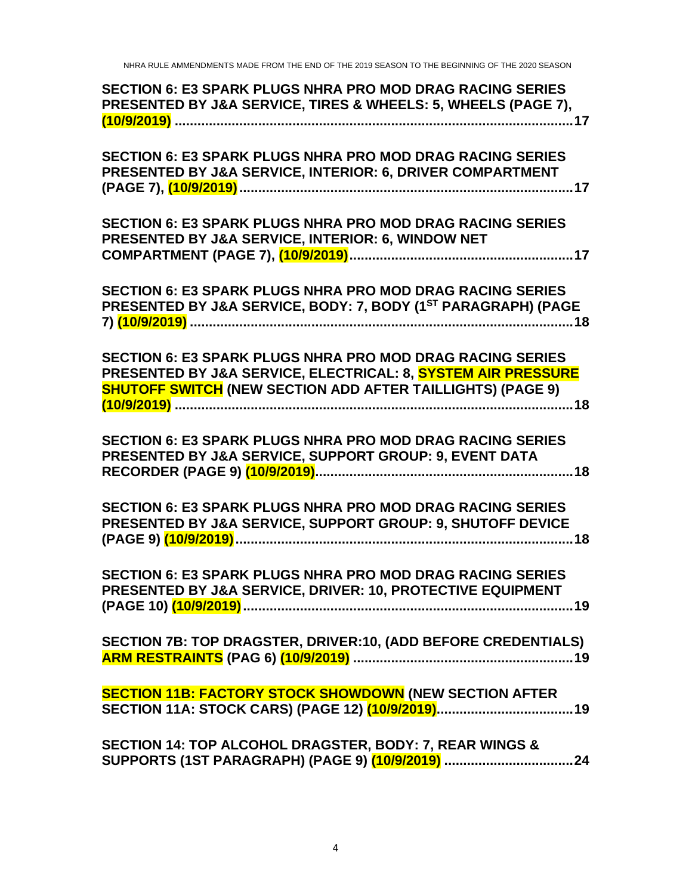**SECTION 6: E3 SPARK PLUGS NHRA PRO MOD DRAG RACING SERIES PRESENTED BY J&A SERVICE, TIRES & WHEELS: 5, WHEELS (PAGE 7), (10/9/2019) ....................................................................................................17**

**SECTION 6: E3 SPARK PLUGS NHRA PRO MOD DRAG RACING SERIES PRESENTED BY J&A SERVICE, INTERIOR: 6, DRIVER COMPARTMENT (PAGE 7), (10/9/2019) ....................................................................................17**

**SECTION 6: E3 SPARK PLUGS NHRA PRO MOD DRAG RACING SERIES PRESENTED BY J&A SERVICE, INTERIOR: 6, WINDOW NET COMPARTMENT (PAGE 7), (10/9/2019).....................................................17**

**SECTION 6: E3 SPARK PLUGS NHRA PRO MOD DRAG RACING SERIES PRESENTED BY J&A SERVICE, BODY: 7, BODY (1ST PARAGRAPH) (PAGE 7) (10/9/2019) ...............................................................................................18**

**SECTION 6: E3 SPARK PLUGS NHRA PRO MOD DRAG RACING SERIES PRESENTED BY J&A SERVICE, ELECTRICAL: 8, SYSTEM AIR PRESSURE SHUTOFF SWITCH (NEW SECTION ADD AFTER TAILLIGHTS) (PAGE 9) (10/9/2019) ....................................................................................................18**

**SECTION 6: E3 SPARK PLUGS NHRA PRO MOD DRAG RACING SERIES PRESENTED BY J&A SERVICE, SUPPORT GROUP: 9, EVENT DATA RECORDER (PAGE 9) (10/9/2019)..............................................................18**

**SECTION 6: E3 SPARK PLUGS NHRA PRO MOD DRAG RACING SERIES PRESENTED BY J&A SERVICE, SUPPORT GROUP: 9, SHUTOFF DEVICE (PAGE 9) (10/9/2019).....................................................................................18**

**SECTION 6: E3 SPARK PLUGS NHRA PRO MOD DRAG RACING SERIES PRESENTED BY J&A SERVICE, DRIVER: 10, PROTECTIVE EQUIPMENT (PAGE 10) (10/9/2019)...................................................................................19**

**SECTION 7B: TOP DRAGSTER, DRIVER:10, (ADD BEFORE CREDENTIALS) ARM RESTRAINTS (PAG 6) (10/9/2019) ....................................................19**

**SECTION 11B: FACTORY STOCK SHOWDOWN (NEW SECTION AFTER SECTION 11A: STOCK CARS) (PAGE 12) (10/9/2019)..................................19**

**SECTION 14: TOP ALCOHOL DRAGSTER, BODY: 7, REAR WINGS & SUPPORTS (1ST PARAGRAPH) (PAGE 9) (10/9/2019) ................................24**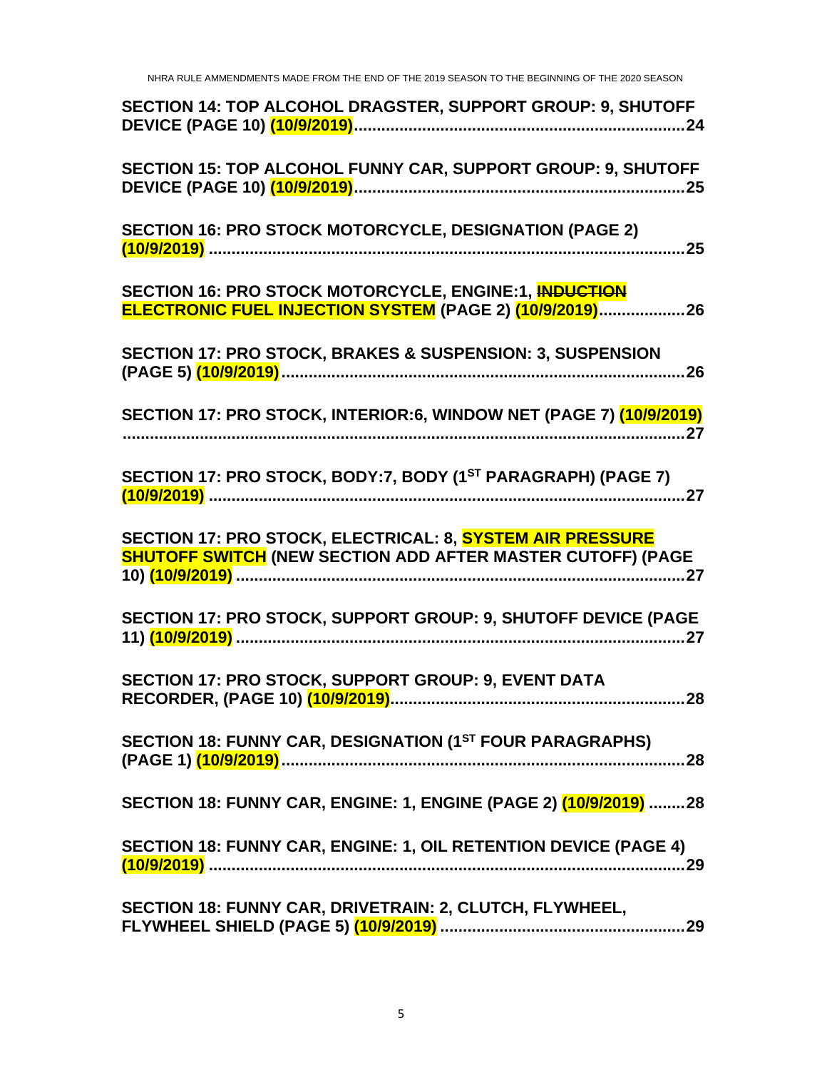**SECTION 14: TOP ALCOHOL DRAGSTER, SUPPORT GROUP: 9, SHUTOFF DEVICE (PAGE 10) (10/9/2019)........................................................................24**

**SECTION 15: TOP ALCOHOL FUNNY CAR, SUPPORT GROUP: 9, SHUTOFF DEVICE (PAGE 10) (10/9/2019)........................................................................25**

**SECTION 16: PRO STOCK MOTORCYCLE, DESIGNATION (PAGE 2) (10/9/2019) ........................................................................................................25**

**SECTION 16: PRO STOCK MOTORCYCLE, ENGINE:1, ~~INDUCTION~~ ELECTRONIC FUEL INJECTION SYSTEM (PAGE 2) (10/9/2019)..................26**

**SECTION 17: PRO STOCK, BRAKES & SUSPENSION: 3, SUSPENSION (PAGE 5) (10/9/2019)........................................................................................26**

**SECTION 17: PRO STOCK, INTERIOR:6, WINDOW NET (PAGE 7) (10/9/2019) ...........................................................................................................................27**

**SECTION 17: PRO STOCK, BODY:7, BODY (1ST PARAGRAPH) (PAGE 7) (10/9/2019) ........................................................................................................27**

**SECTION 17: PRO STOCK, ELECTRICAL: 8, SYSTEM AIR PRESSURE SHUTOFF SWITCH (NEW SECTION ADD AFTER MASTER CUTOFF) (PAGE 10) (10/9/2019) ..................................................................................................27**

**SECTION 17: PRO STOCK, SUPPORT GROUP: 9, SHUTOFF DEVICE (PAGE 11) (10/9/2019) ..................................................................................................27**

**SECTION 17: PRO STOCK, SUPPORT GROUP: 9, EVENT DATA RECORDER, (PAGE 10) (10/9/2019)...............................................................28**

**SECTION 18: FUNNY CAR, DESIGNATION (1ST FOUR PARAGRAPHS) (PAGE 1) (10/9/2019)........................................................................................28**

**SECTION 18: FUNNY CAR, ENGINE: 1, ENGINE (PAGE 2) (10/9/2019) ........28**

**SECTION 18: FUNNY CAR, ENGINE: 1, OIL RETENTION DEVICE (PAGE 4) (10/9/2019) ........................................................................................................29**

**SECTION 18: FUNNY CAR, DRIVETRAIN: 2, CLUTCH, FLYWHEEL, FLYWHEEL SHIELD (PAGE 5) (10/9/2019) .....................................................29**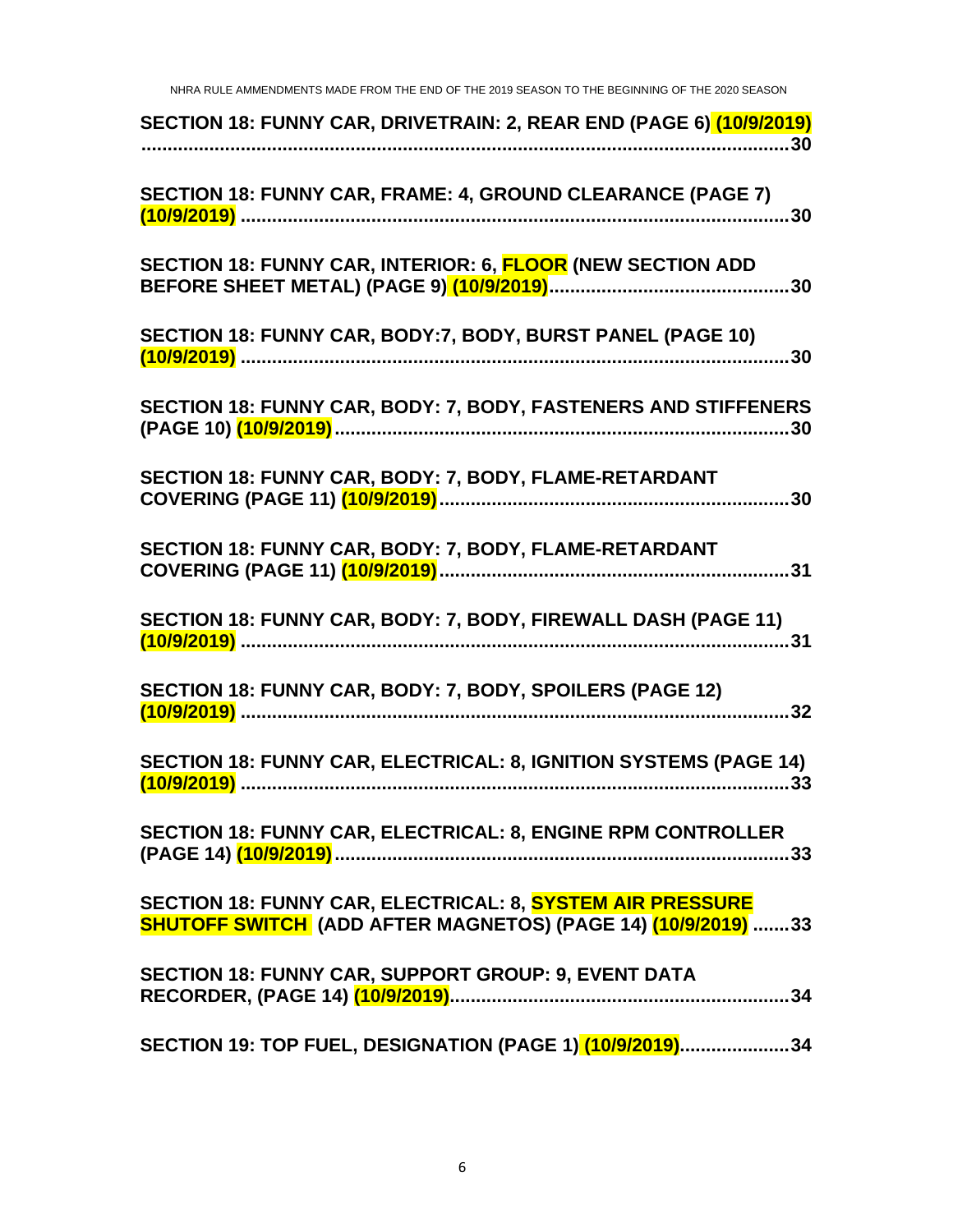**SECTION 18: FUNNY CAR, DRIVETRAIN: 2, REAR END (PAGE 6) (10/9/2019) ....................................................................................................................30**

**SECTION 18: FUNNY CAR, FRAME: 4, GROUND CLEARANCE (PAGE 7) (10/9/2019) ..........................................................................................................30**

**SECTION 18: FUNNY CAR, INTERIOR: 6, FLOOR (NEW SECTION ADD BEFORE SHEET METAL) (PAGE 9) (10/9/2019).............................................30**

**SECTION 18: FUNNY CAR, BODY:7, BODY, BURST PANEL (PAGE 10) (10/9/2019) ..........................................................................................................30**

**SECTION 18: FUNNY CAR, BODY: 7, BODY, FASTENERS AND STIFFENERS (PAGE 10) (10/9/2019).......................................................................................30**

**SECTION 18: FUNNY CAR, BODY: 7, BODY, FLAME-RETARDANT COVERING (PAGE 11) (10/9/2019)...................................................................30**

**SECTION 18: FUNNY CAR, BODY: 7, BODY, FLAME-RETARDANT COVERING (PAGE 11) (10/9/2019)...................................................................31**

**SECTION 18: FUNNY CAR, BODY: 7, BODY, FIREWALL DASH (PAGE 11) (10/9/2019) ..........................................................................................................31**

**SECTION 18: FUNNY CAR, BODY: 7, BODY, SPOILERS (PAGE 12) (10/9/2019) ..........................................................................................................32**

**SECTION 18: FUNNY CAR, ELECTRICAL: 8, IGNITION SYSTEMS (PAGE 14) (10/9/2019) ..........................................................................................................33**

**SECTION 18: FUNNY CAR, ELECTRICAL: 8, ENGINE RPM CONTROLLER (PAGE 14) (10/9/2019).......................................................................................33**

**SECTION 18: FUNNY CAR, ELECTRICAL: 8, SYSTEM AIR PRESSURE SHUTOFF SWITCH (ADD AFTER MAGNETOS) (PAGE 14) (10/9/2019) .......33**

**SECTION 18: FUNNY CAR, SUPPORT GROUP: 9, EVENT DATA RECORDER, (PAGE 14) (10/9/2019)..................................................................34**

**SECTION 19: TOP FUEL, DESIGNATION (PAGE 1) (10/9/2019)......................34**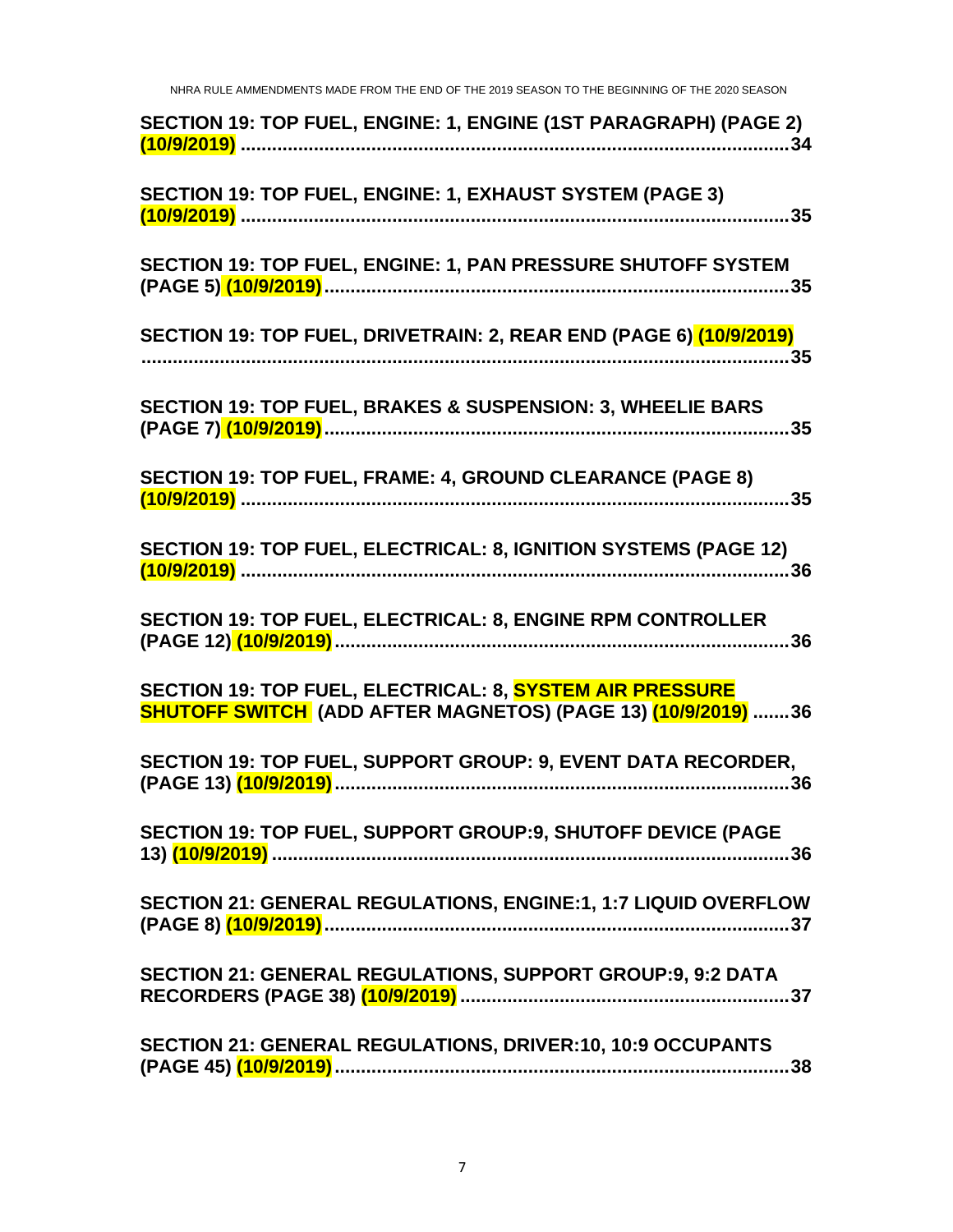**SECTION 19: TOP FUEL, ENGINE: 1, ENGINE (1ST PARAGRAPH) (PAGE 2) (10/9/2019) ..........34**

**SECTION 19: TOP FUEL, ENGINE: 1, EXHAUST SYSTEM (PAGE 3) (10/9/2019) ..........35**

**SECTION 19: TOP FUEL, ENGINE: 1, PAN PRESSURE SHUTOFF SYSTEM (PAGE 5) (10/9/2019) ..........35**

**SECTION 19: TOP FUEL, DRIVETRAIN: 2, REAR END (PAGE 6) (10/9/2019) ..........35**

**SECTION 19: TOP FUEL, BRAKES & SUSPENSION: 3, WHEELIE BARS (PAGE 7) (10/9/2019) ..........35**

**SECTION 19: TOP FUEL, FRAME: 4, GROUND CLEARANCE (PAGE 8) (10/9/2019) ..........35**

**SECTION 19: TOP FUEL, ELECTRICAL: 8, IGNITION SYSTEMS (PAGE 12) (10/9/2019) ..........36**

**SECTION 19: TOP FUEL, ELECTRICAL: 8, ENGINE RPM CONTROLLER (PAGE 12) (10/9/2019) ..........36**

**SECTION 19: TOP FUEL, ELECTRICAL: 8, SYSTEM AIR PRESSURE SHUTOFF SWITCH (ADD AFTER MAGNETOS) (PAGE 13) (10/9/2019) ..........36**

**SECTION 19: TOP FUEL, SUPPORT GROUP: 9, EVENT DATA RECORDER, (PAGE 13) (10/9/2019) ..........36**

**SECTION 19: TOP FUEL, SUPPORT GROUP:9, SHUTOFF DEVICE (PAGE 13) (10/9/2019) ..........36**

**SECTION 21: GENERAL REGULATIONS, ENGINE:1, 1:7 LIQUID OVERFLOW (PAGE 8) (10/9/2019) ..........37**

**SECTION 21: GENERAL REGULATIONS, SUPPORT GROUP:9, 9:2 DATA RECORDERS (PAGE 38) (10/9/2019) ..........37**

**SECTION 21: GENERAL REGULATIONS, DRIVER:10, 10:9 OCCUPANTS (PAGE 45) (10/9/2019) ..........38**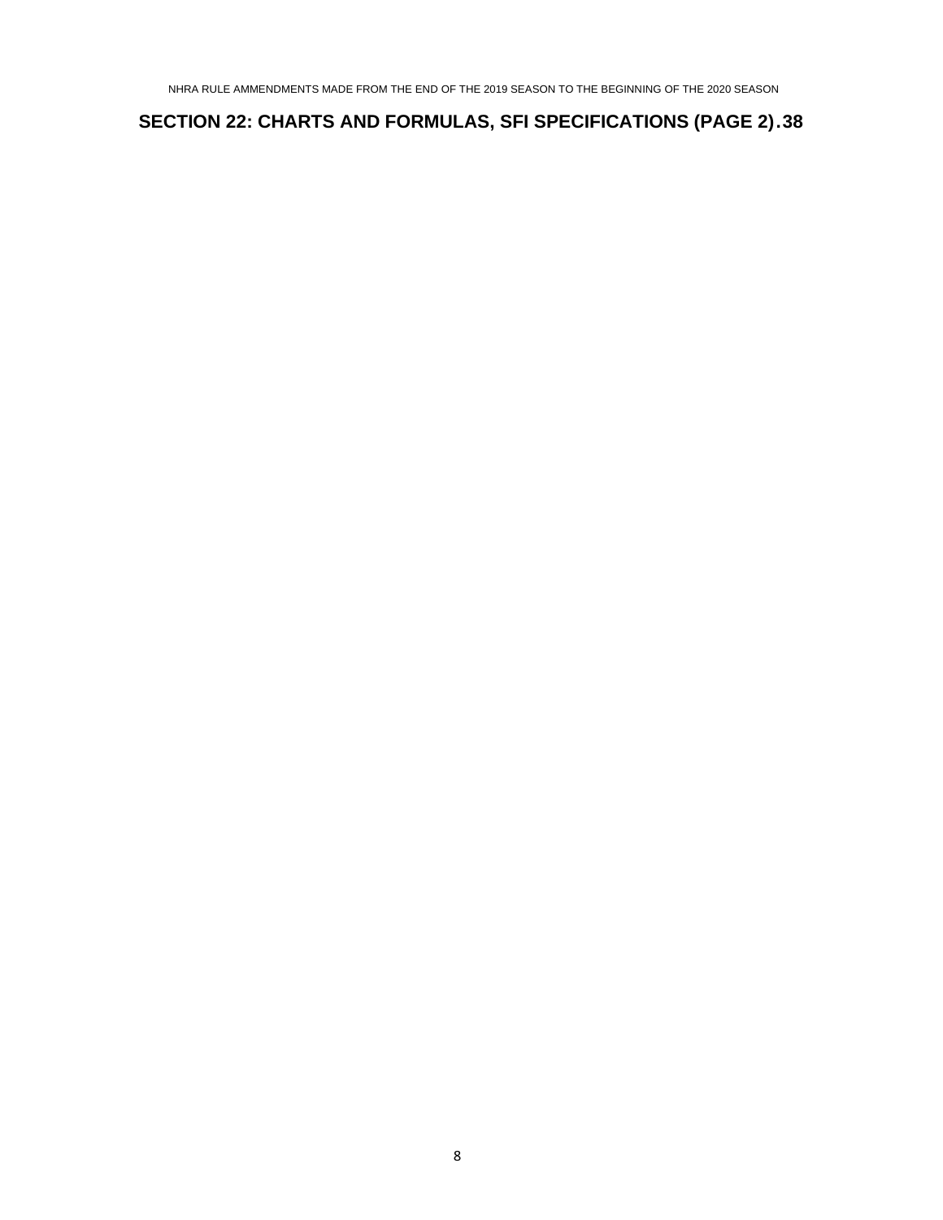## SECTION 22: CHARTS AND FORMULAS, SFI SPECIFICATIONS (PAGE 2) . 38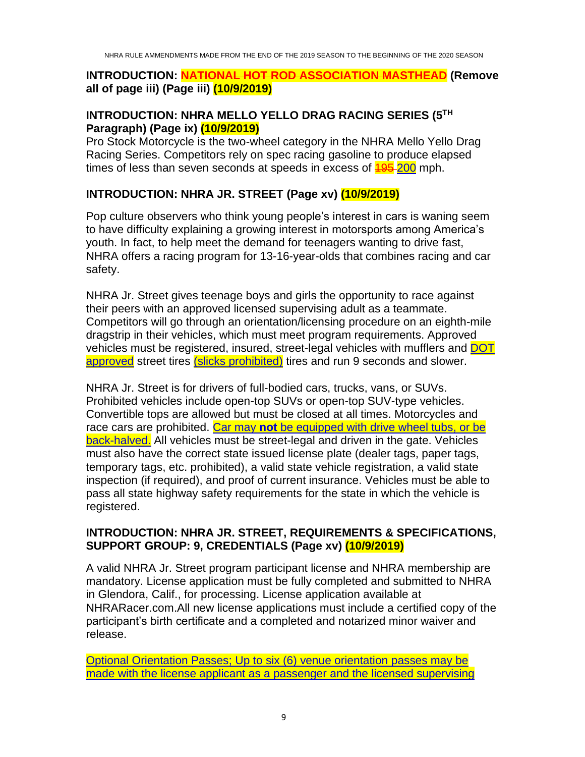**INTRODUCTION: ~~NATIONAL HOT ROD ASSOCIATION MASTHEAD~~ (Remove all of page iii) (Page iii) (10/9/2019)**

**INTRODUCTION: NHRA MELLO YELLO DRAG RACING SERIES (5TH Paragraph) (Page ix) (10/9/2019)**

Pro Stock Motorcycle is the two-wheel category in the NHRA Mello Yello Drag Racing Series. Competitors rely on spec racing gasoline to produce elapsed times of less than seven seconds at speeds in excess of ~~195~~ 200 mph.

**INTRODUCTION: NHRA JR. STREET (Page xv) (10/9/2019)**

Pop culture observers who think young people's interest in cars is waning seem to have difficulty explaining a growing interest in motorsports among America's youth. In fact, to help meet the demand for teenagers wanting to drive fast, NHRA offers a racing program for 13-16-year-olds that combines racing and car safety.

NHRA Jr. Street gives teenage boys and girls the opportunity to race against their peers with an approved licensed supervising adult as a teammate. Competitors will go through an orientation/licensing procedure on an eighth-mile dragstrip in their vehicles, which must meet program requirements. Approved vehicles must be registered, insured, street-legal vehicles with mufflers and DOT approved street tires (slicks prohibited) tires and run 9 seconds and slower.

NHRA Jr. Street is for drivers of full-bodied cars, trucks, vans, or SUVs. Prohibited vehicles include open-top SUVs or open-top SUV-type vehicles. Convertible tops are allowed but must be closed at all times. Motorcycles and race cars are prohibited. Car may **not** be equipped with drive wheel tubs, or be back-halved. All vehicles must be street-legal and driven in the gate. Vehicles must also have the correct state issued license plate (dealer tags, paper tags, temporary tags, etc. prohibited), a valid state vehicle registration, a valid state inspection (if required), and proof of current insurance. Vehicles must be able to pass all state highway safety requirements for the state in which the vehicle is registered.

**INTRODUCTION: NHRA JR. STREET, REQUIREMENTS & SPECIFICATIONS, SUPPORT GROUP: 9, CREDENTIALS (Page xv) (10/9/2019)**

A valid NHRA Jr. Street program participant license and NHRA membership are mandatory. License application must be fully completed and submitted to NHRA in Glendora, Calif., for processing. License application available at NHRARacer.com.All new license applications must include a certified copy of the participant's birth certificate and a completed and notarized minor waiver and release.

Optional Orientation Passes; Up to six (6) venue orientation passes may be made with the license applicant as a passenger and the licensed supervising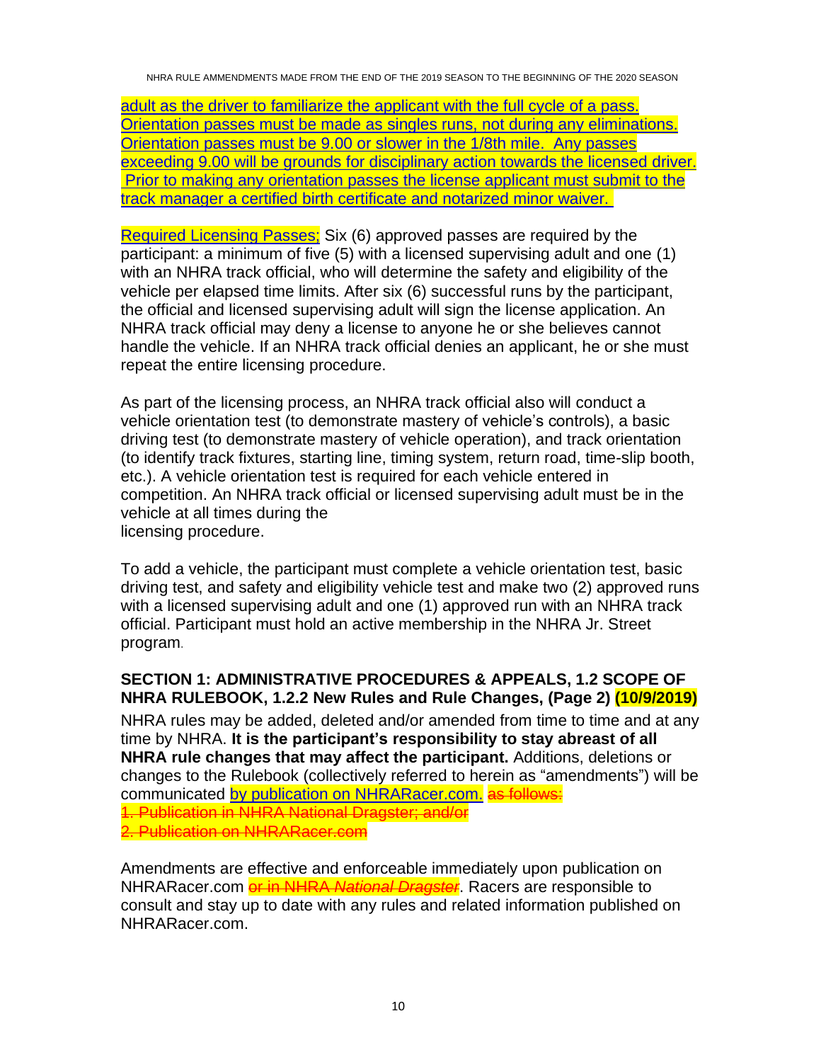adult as the driver to familiarize the applicant with the full cycle of a pass. Orientation passes must be made as singles runs, not during any eliminations. Orientation passes must be 9.00 or slower in the 1/8th mile. Any passes exceeding 9.00 will be grounds for disciplinary action towards the licensed driver. Prior to making any orientation passes the license applicant must submit to the track manager a certified birth certificate and notarized minor waiver.

Required Licensing Passes; Six (6) approved passes are required by the participant: a minimum of five (5) with a licensed supervising adult and one (1) with an NHRA track official, who will determine the safety and eligibility of the vehicle per elapsed time limits. After six (6) successful runs by the participant, the official and licensed supervising adult will sign the license application. An NHRA track official may deny a license to anyone he or she believes cannot handle the vehicle. If an NHRA track official denies an applicant, he or she must repeat the entire licensing procedure.

As part of the licensing process, an NHRA track official also will conduct a vehicle orientation test (to demonstrate mastery of vehicle's controls), a basic driving test (to demonstrate mastery of vehicle operation), and track orientation (to identify track fixtures, starting line, timing system, return road, time-slip booth, etc.). A vehicle orientation test is required for each vehicle entered in competition. An NHRA track official or licensed supervising adult must be in the vehicle at all times during the licensing procedure.

To add a vehicle, the participant must complete a vehicle orientation test, basic driving test, and safety and eligibility vehicle test and make two (2) approved runs with a licensed supervising adult and one (1) approved run with an NHRA track official. Participant must hold an active membership in the NHRA Jr. Street program.

**SECTION 1: ADMINISTRATIVE PROCEDURES & APPEALS, 1.2 SCOPE OF NHRA RULEBOOK, 1.2.2 New Rules and Rule Changes, (Page 2) (10/9/2019)**

NHRA rules may be added, deleted and/or amended from time to time and at any time by NHRA. **It is the participant's responsibility to stay abreast of all NHRA rule changes that may affect the participant.** Additions, deletions or changes to the Rulebook (collectively referred to herein as "amendments") will be communicated by publication on NHRARacer.com. ~~as follows:~~

~~1. Publication in NHRA National Dragster; and/or~~

~~2. Publication on NHRARacer.com~~

Amendments are effective and enforceable immediately upon publication on NHRARacer.com ~~or in NHRA *National Dragster*~~. Racers are responsible to consult and stay up to date with any rules and related information published on NHRARacer.com.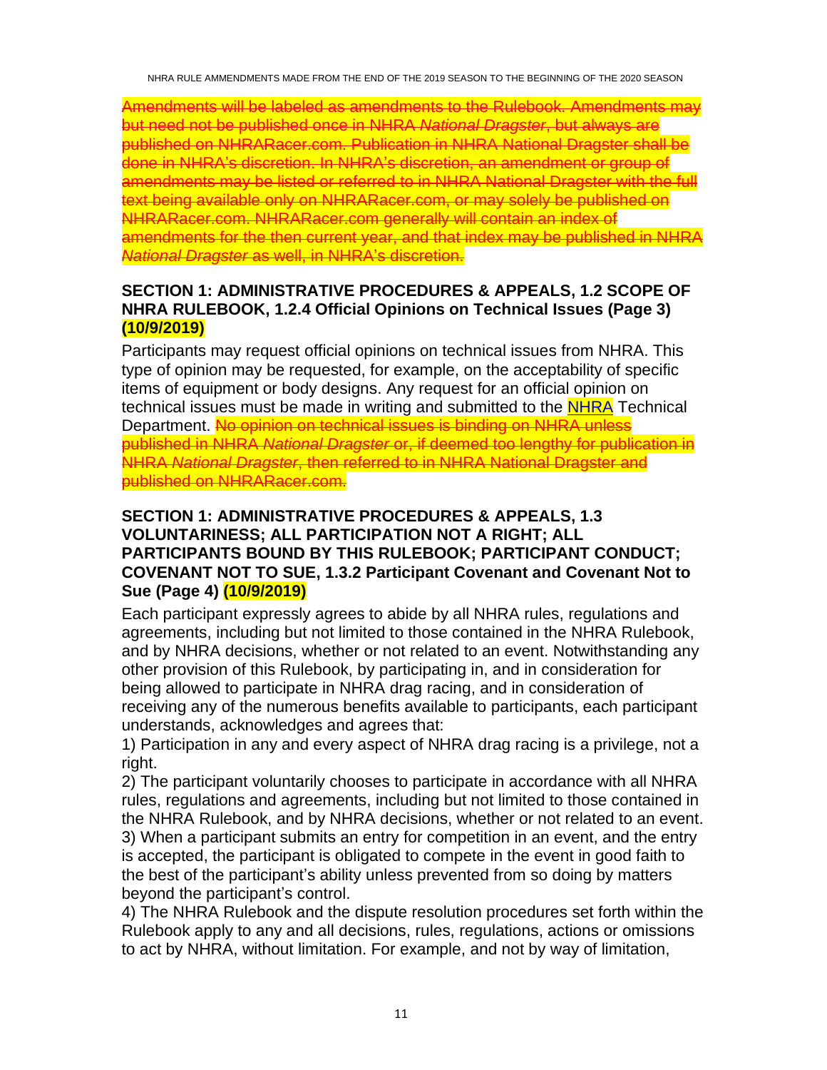~~Amendments will be labeled as amendments to the Rulebook. Amendments may but need not be published once in NHRA *National Dragster*, but always are published on NHRARacer.com. Publication in NHRA National Dragster shall be done in NHRA's discretion. In NHRA's discretion, an amendment or group of amendments may be listed or referred to in NHRA National Dragster with the full text being available only on NHRARacer.com, or may solely be published on NHRARacer.com. NHRARacer.com generally will contain an index of amendments for the then current year, and that index may be published in NHRA *National Dragster* as well, in NHRA's discretion.~~

**SECTION 1: ADMINISTRATIVE PROCEDURES & APPEALS, 1.2 SCOPE OF NHRA RULEBOOK, 1.2.4 Official Opinions on Technical Issues (Page 3) (10/9/2019)**

Participants may request official opinions on technical issues from NHRA. This type of opinion may be requested, for example, on the acceptability of specific items of equipment or body designs. Any request for an official opinion on technical issues must be made in writing and submitted to the NHRA Technical Department. ~~No opinion on technical issues is binding on NHRA unless published in NHRA *National Dragster* or, if deemed too lengthy for publication in NHRA *National Dragster*, then referred to in NHRA National Dragster and published on NHRARacer.com.~~

**SECTION 1: ADMINISTRATIVE PROCEDURES & APPEALS, 1.3 VOLUNTARINESS; ALL PARTICIPATION NOT A RIGHT; ALL PARTICIPANTS BOUND BY THIS RULEBOOK; PARTICIPANT CONDUCT; COVENANT NOT TO SUE, 1.3.2 Participant Covenant and Covenant Not to Sue (Page 4) (10/9/2019)**

Each participant expressly agrees to abide by all NHRA rules, regulations and agreements, including but not limited to those contained in the NHRA Rulebook, and by NHRA decisions, whether or not related to an event. Notwithstanding any other provision of this Rulebook, by participating in, and in consideration for being allowed to participate in NHRA drag racing, and in consideration of receiving any of the numerous benefits available to participants, each participant understands, acknowledges and agrees that:

1) Participation in any and every aspect of NHRA drag racing is a privilege, not a right.
2) The participant voluntarily chooses to participate in accordance with all NHRA rules, regulations and agreements, including but not limited to those contained in the NHRA Rulebook, and by NHRA decisions, whether or not related to an event.
3) When a participant submits an entry for competition in an event, and the entry is accepted, the participant is obligated to compete in the event in good faith to the best of the participant's ability unless prevented from so doing by matters beyond the participant's control.
4) The NHRA Rulebook and the dispute resolution procedures set forth within the Rulebook apply to any and all decisions, rules, regulations, actions or omissions to act by NHRA, without limitation. For example, and not by way of limitation,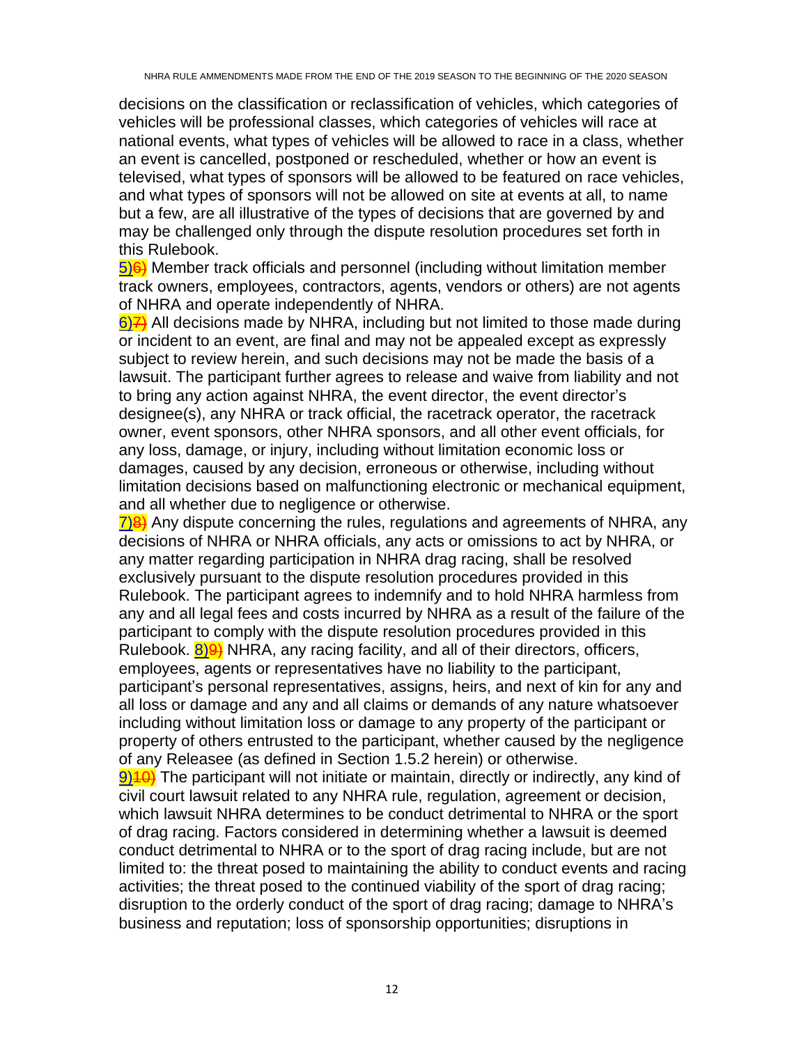decisions on the classification or reclassification of vehicles, which categories of vehicles will be professional classes, which categories of vehicles will race at national events, what types of vehicles will be allowed to race in a class, whether an event is cancelled, postponed or rescheduled, whether or how an event is televised, what types of sponsors will be allowed to be featured on race vehicles, and what types of sponsors will not be allowed on site at events at all, to name but a few, are all illustrative of the types of decisions that are governed by and may be challenged only through the dispute resolution procedures set forth in this Rulebook.

5)~~6)~~ Member track officials and personnel (including without limitation member track owners, employees, contractors, agents, vendors or others) are not agents of NHRA and operate independently of NHRA.

6)~~7)~~ All decisions made by NHRA, including but not limited to those made during or incident to an event, are final and may not be appealed except as expressly subject to review herein, and such decisions may not be made the basis of a lawsuit. The participant further agrees to release and waive from liability and not to bring any action against NHRA, the event director, the event director's designee(s), any NHRA or track official, the racetrack operator, the racetrack owner, event sponsors, other NHRA sponsors, and all other event officials, for any loss, damage, or injury, including without limitation economic loss or damages, caused by any decision, erroneous or otherwise, including without limitation decisions based on malfunctioning electronic or mechanical equipment, and all whether due to negligence or otherwise.

7)~~8)~~ Any dispute concerning the rules, regulations and agreements of NHRA, any decisions of NHRA or NHRA officials, any acts or omissions to act by NHRA, or any matter regarding participation in NHRA drag racing, shall be resolved exclusively pursuant to the dispute resolution procedures provided in this Rulebook. The participant agrees to indemnify and to hold NHRA harmless from any and all legal fees and costs incurred by NHRA as a result of the failure of the participant to comply with the dispute resolution procedures provided in this Rulebook. 8)~~9)~~ NHRA, any racing facility, and all of their directors, officers, employees, agents or representatives have no liability to the participant, participant's personal representatives, assigns, heirs, and next of kin for any and all loss or damage and any and all claims or demands of any nature whatsoever including without limitation loss or damage to any property of the participant or property of others entrusted to the participant, whether caused by the negligence of any Releasee (as defined in Section 1.5.2 herein) or otherwise.

9)~~10)~~ The participant will not initiate or maintain, directly or indirectly, any kind of civil court lawsuit related to any NHRA rule, regulation, agreement or decision, which lawsuit NHRA determines to be conduct detrimental to NHRA or the sport of drag racing. Factors considered in determining whether a lawsuit is deemed conduct detrimental to NHRA or to the sport of drag racing include, but are not limited to: the threat posed to maintaining the ability to conduct events and racing activities; the threat posed to the continued viability of the sport of drag racing; disruption to the orderly conduct of the sport of drag racing; damage to NHRA's business and reputation; loss of sponsorship opportunities; disruptions in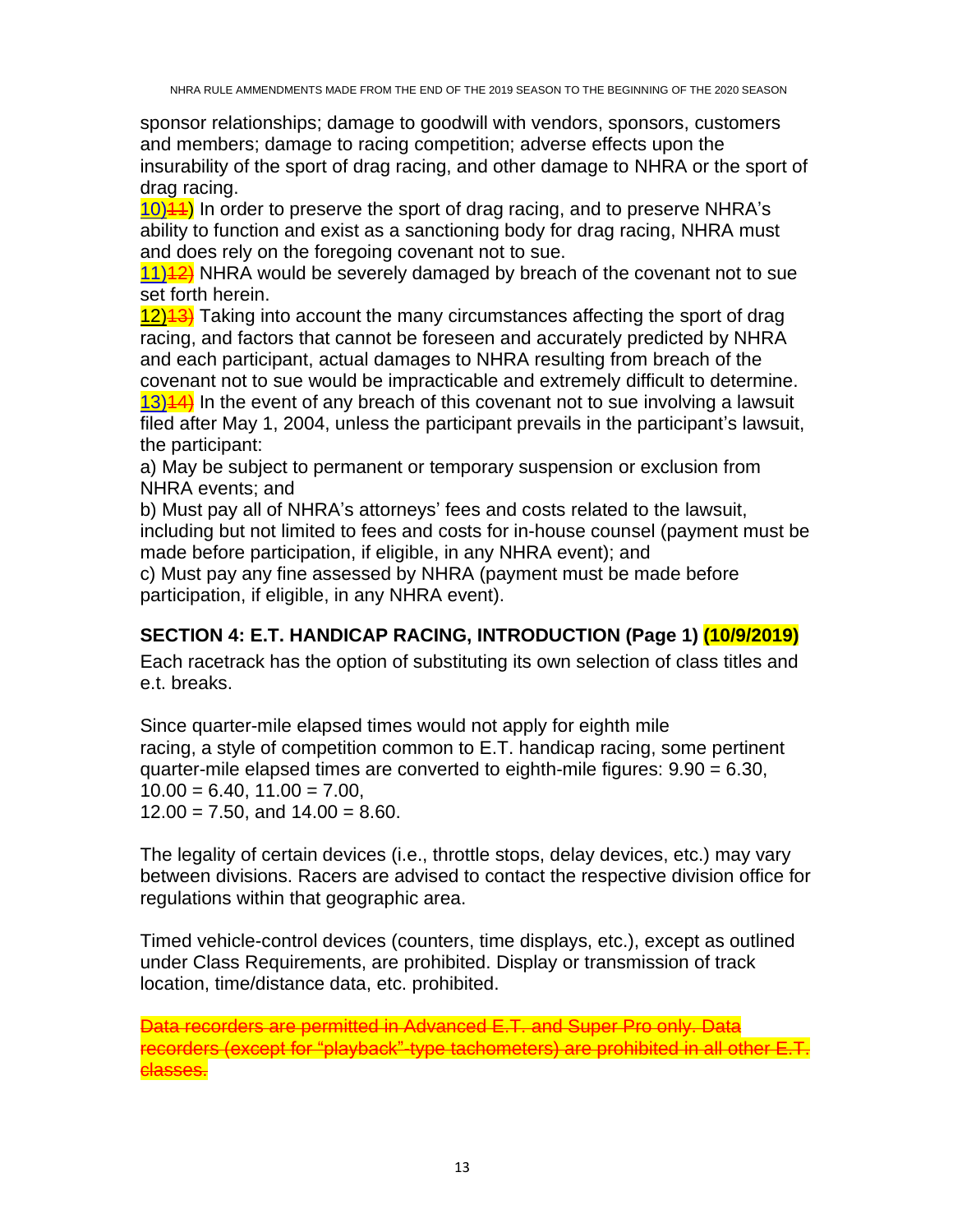sponsor relationships; damage to goodwill with vendors, sponsors, customers and members; damage to racing competition; adverse effects upon the insurability of the sport of drag racing, and other damage to NHRA or the sport of drag racing.

10)~~11)~~ In order to preserve the sport of drag racing, and to preserve NHRA's ability to function and exist as a sanctioning body for drag racing, NHRA must and does rely on the foregoing covenant not to sue.

11)~~12)~~ NHRA would be severely damaged by breach of the covenant not to sue set forth herein.

12)~~13)~~ Taking into account the many circumstances affecting the sport of drag racing, and factors that cannot be foreseen and accurately predicted by NHRA and each participant, actual damages to NHRA resulting from breach of the covenant not to sue would be impracticable and extremely difficult to determine.

13)~~14)~~ In the event of any breach of this covenant not to sue involving a lawsuit filed after May 1, 2004, unless the participant prevails in the participant's lawsuit, the participant:

a) May be subject to permanent or temporary suspension or exclusion from NHRA events; and

b) Must pay all of NHRA's attorneys' fees and costs related to the lawsuit, including but not limited to fees and costs for in-house counsel (payment must be made before participation, if eligible, in any NHRA event); and

c) Must pay any fine assessed by NHRA (payment must be made before participation, if eligible, in any NHRA event).

## SECTION 4: E.T. HANDICAP RACING, INTRODUCTION (Page 1) (10/9/2019)

Each racetrack has the option of substituting its own selection of class titles and e.t. breaks.

Since quarter-mile elapsed times would not apply for eighth mile racing, a style of competition common to E.T. handicap racing, some pertinent quarter-mile elapsed times are converted to eighth-mile figures: 9.90 = 6.30, 10.00 = 6.40, 11.00 = 7.00, 12.00 = 7.50, and 14.00 = 8.60.

The legality of certain devices (i.e., throttle stops, delay devices, etc.) may vary between divisions. Racers are advised to contact the respective division office for regulations within that geographic area.

Timed vehicle-control devices (counters, time displays, etc.), except as outlined under Class Requirements, are prohibited. Display or transmission of track location, time/distance data, etc. prohibited.

~~Data recorders are permitted in Advanced E.T. and Super Pro only. Data recorders (except for "playback"-type tachometers) are prohibited in all other E.T. classes.~~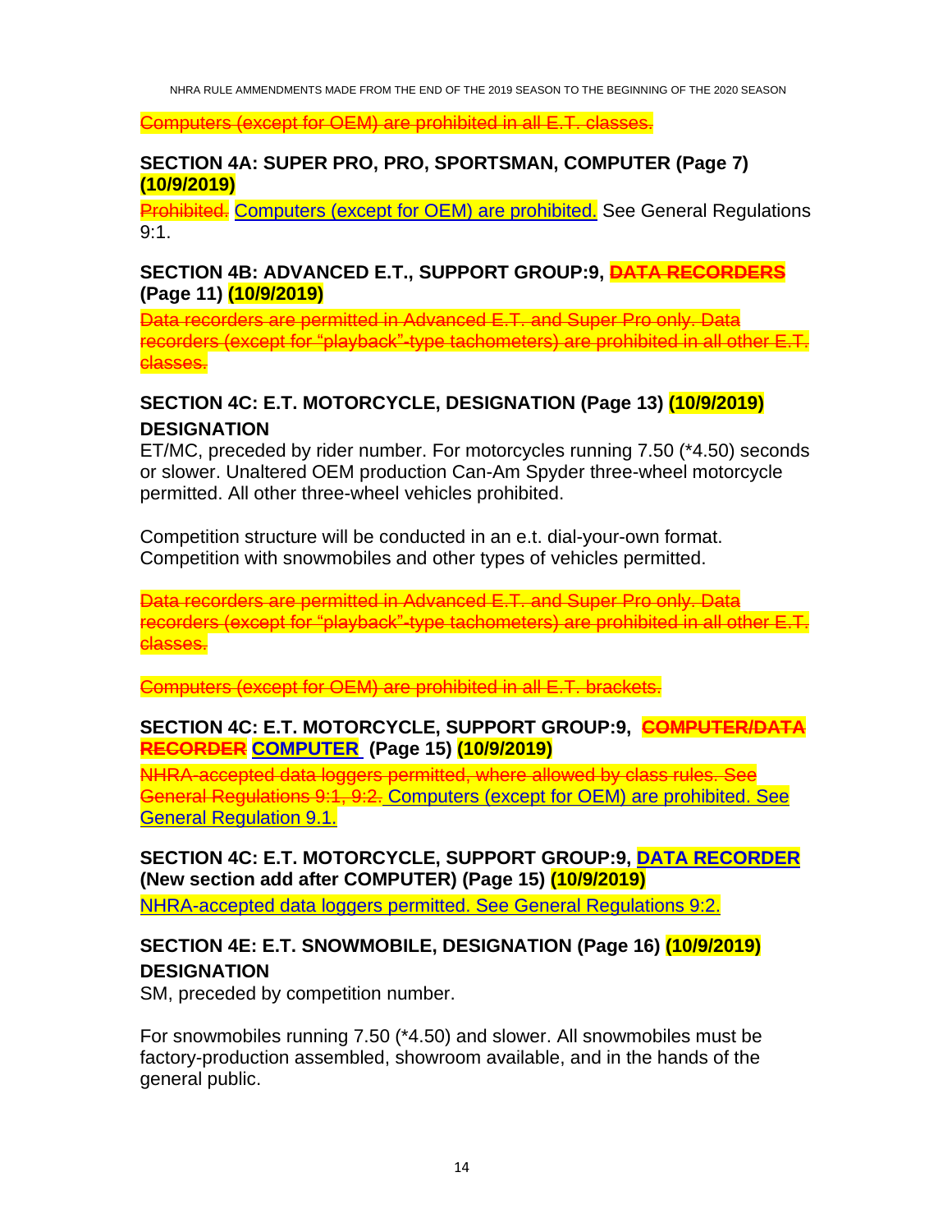~~Computers (except for OEM) are prohibited in all E.T. classes.~~

### SECTION 4A: SUPER PRO, PRO, SPORTSMAN, COMPUTER (Page 7) (10/9/2019)

~~Prohibited.~~ Computers (except for OEM) are prohibited. See General Regulations 9:1.

### SECTION 4B: ADVANCED E.T., SUPPORT GROUP:9, ~~DATA RECORDERS~~ (Page 11) (10/9/2019)

~~Data recorders are permitted in Advanced E.T. and Super Pro only. Data recorders (except for "playback"-type tachometers) are prohibited in all other E.T. classes.~~

### SECTION 4C: E.T. MOTORCYCLE, DESIGNATION (Page 13) (10/9/2019)

**DESIGNATION**

ET/MC, preceded by rider number. For motorcycles running 7.50 (*4.50) seconds or slower. Unaltered OEM production Can-Am Spyder three-wheel motorcycle permitted. All other three-wheel vehicles prohibited.

Competition structure will be conducted in an e.t. dial-your-own format. Competition with snowmobiles and other types of vehicles permitted.

~~Data recorders are permitted in Advanced E.T. and Super Pro only. Data recorders (except for "playback"-type tachometers) are prohibited in all other E.T. classes.~~

~~Computers (except for OEM) are prohibited in all E.T. brackets.~~

### SECTION 4C: E.T. MOTORCYCLE, SUPPORT GROUP:9, ~~COMPUTER/DATA RECORDER~~ COMPUTER (Page 15) (10/9/2019)

~~NHRA-accepted data loggers permitted, where allowed by class rules. See General Regulations 9:1, 9:2.~~ Computers (except for OEM) are prohibited. See General Regulation 9.1.

### SECTION 4C: E.T. MOTORCYCLE, SUPPORT GROUP:9, DATA RECORDER (New section add after COMPUTER) (Page 15) (10/9/2019)

NHRA-accepted data loggers permitted. See General Regulations 9:2.

### SECTION 4E: E.T. SNOWMOBILE, DESIGNATION (Page 16) (10/9/2019)

**DESIGNATION**

SM, preceded by competition number.

For snowmobiles running 7.50 (*4.50) and slower. All snowmobiles must be factory-production assembled, showroom available, and in the hands of the general public.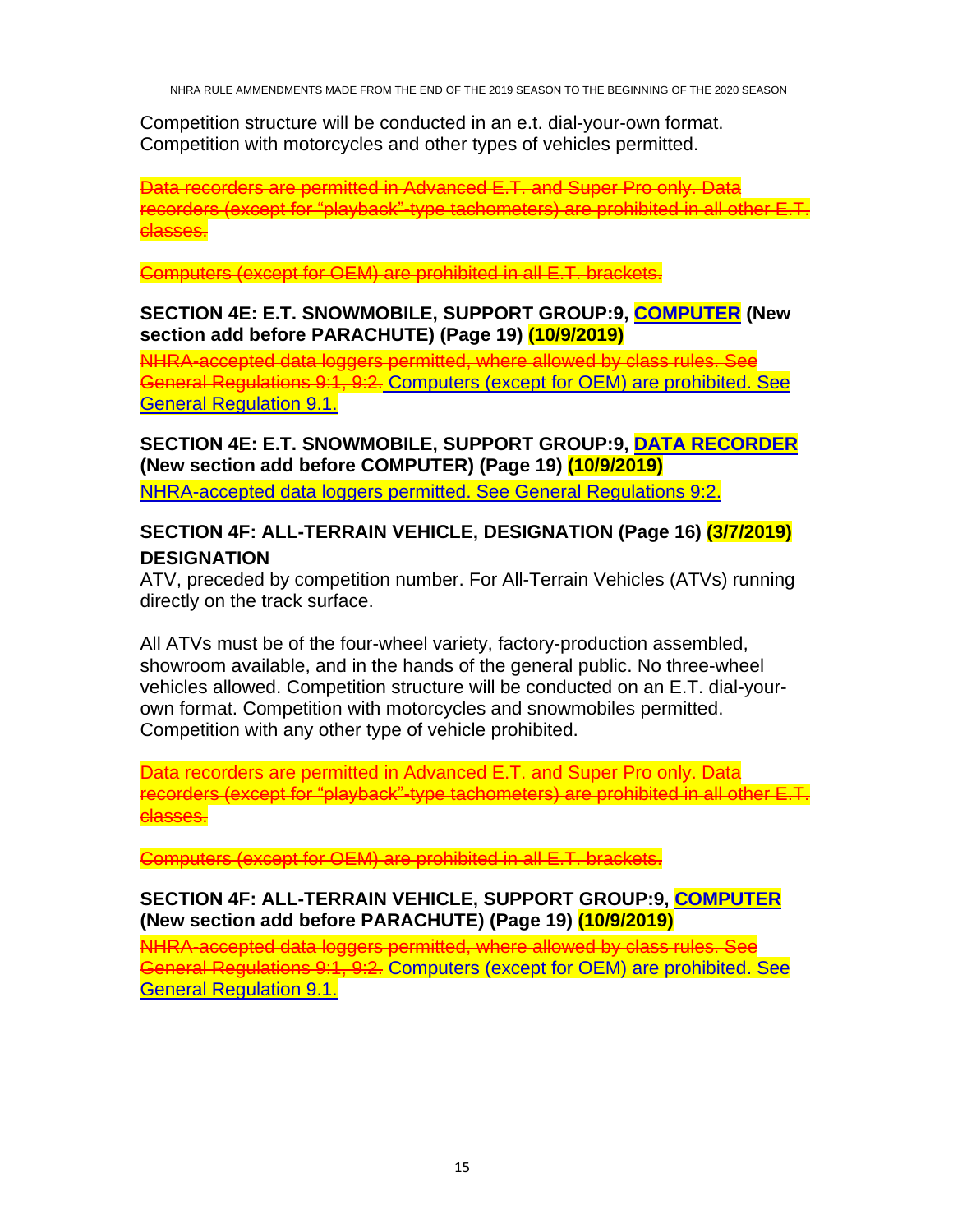Competition structure will be conducted in an e.t. dial-your-own format. Competition with motorcycles and other types of vehicles permitted.

~~Data recorders are permitted in Advanced E.T. and Super Pro only. Data recorders (except for "playback"-type tachometers) are prohibited in all other E.T. classes.~~

~~Computers (except for OEM) are prohibited in all E.T. brackets.~~

**SECTION 4E: E.T. SNOWMOBILE, SUPPORT GROUP:9, COMPUTER (New section add before PARACHUTE) (Page 19) (10/9/2019)**

~~NHRA-accepted data loggers permitted, where allowed by class rules. See General Regulations 9:1, 9:2.~~ Computers (except for OEM) are prohibited. See General Regulation 9.1.

**SECTION 4E: E.T. SNOWMOBILE, SUPPORT GROUP:9, DATA RECORDER (New section add before COMPUTER) (Page 19) (10/9/2019)**

NHRA-accepted data loggers permitted. See General Regulations 9:2.

**SECTION 4F: ALL-TERRAIN VEHICLE, DESIGNATION (Page 16) (3/7/2019)**

**DESIGNATION**

ATV, preceded by competition number. For All-Terrain Vehicles (ATVs) running directly on the track surface.

All ATVs must be of the four-wheel variety, factory-production assembled, showroom available, and in the hands of the general public. No three-wheel vehicles allowed. Competition structure will be conducted on an E.T. dial-your-own format. Competition with motorcycles and snowmobiles permitted. Competition with any other type of vehicle prohibited.

~~Data recorders are permitted in Advanced E.T. and Super Pro only. Data recorders (except for "playback"-type tachometers) are prohibited in all other E.T. classes.~~

~~Computers (except for OEM) are prohibited in all E.T. brackets.~~

**SECTION 4F: ALL-TERRAIN VEHICLE, SUPPORT GROUP:9, COMPUTER (New section add before PARACHUTE) (Page 19) (10/9/2019)**

~~NHRA-accepted data loggers permitted, where allowed by class rules. See General Regulations 9:1, 9:2.~~ Computers (except for OEM) are prohibited. See General Regulation 9.1.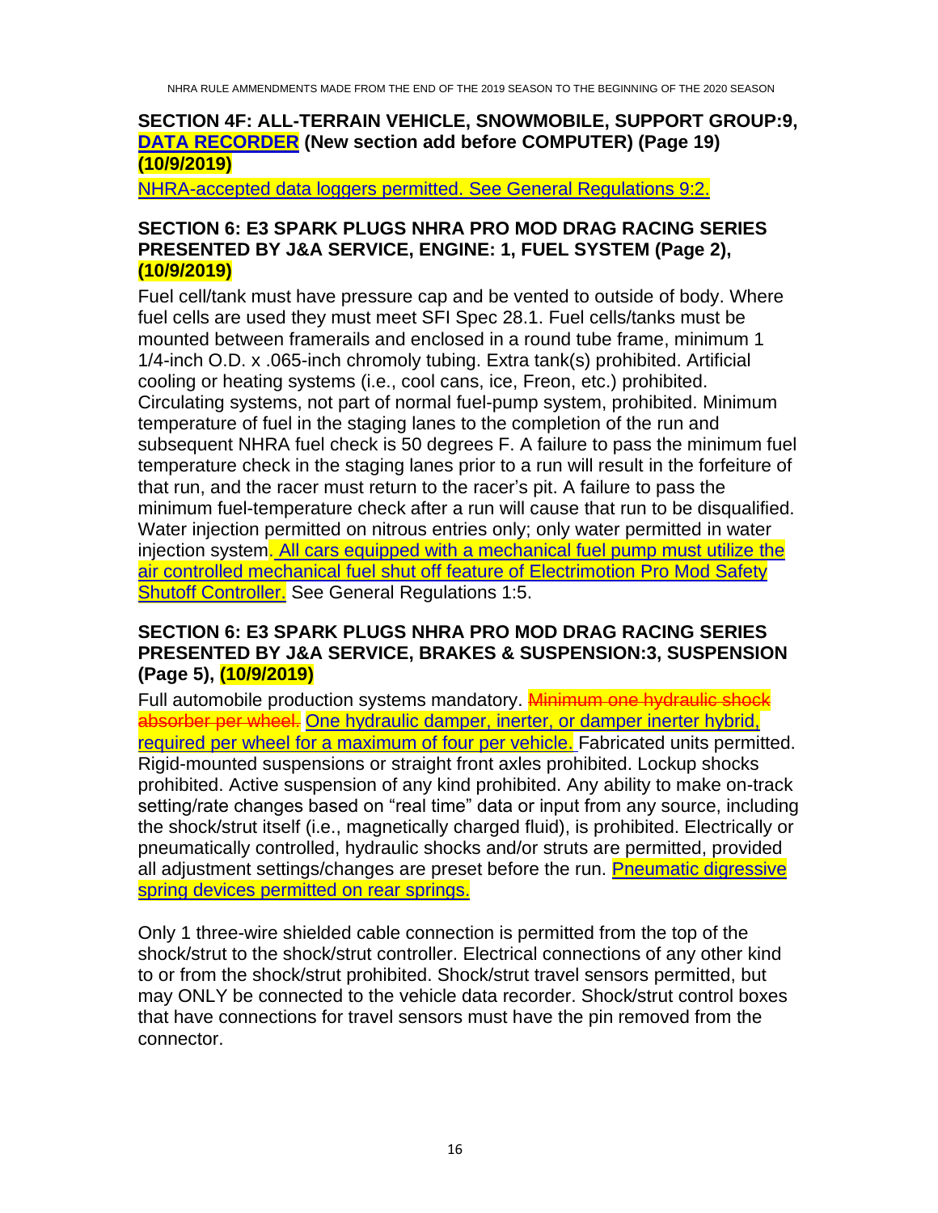**SECTION 4F: ALL-TERRAIN VEHICLE, SNOWMOBILE, SUPPORT GROUP:9, DATA RECORDER (New section add before COMPUTER) (Page 19) (10/9/2019)**

NHRA-accepted data loggers permitted. See General Regulations 9:2.

**SECTION 6: E3 SPARK PLUGS NHRA PRO MOD DRAG RACING SERIES PRESENTED BY J&A SERVICE, ENGINE: 1, FUEL SYSTEM (Page 2), (10/9/2019)**

Fuel cell/tank must have pressure cap and be vented to outside of body. Where fuel cells are used they must meet SFI Spec 28.1. Fuel cells/tanks must be mounted between framerails and enclosed in a round tube frame, minimum 1 1/4-inch O.D. x .065-inch chromoly tubing. Extra tank(s) prohibited. Artificial cooling or heating systems (i.e., cool cans, ice, Freon, etc.) prohibited. Circulating systems, not part of normal fuel-pump system, prohibited. Minimum temperature of fuel in the staging lanes to the completion of the run and subsequent NHRA fuel check is 50 degrees F. A failure to pass the minimum fuel temperature check in the staging lanes prior to a run will result in the forfeiture of that run, and the racer must return to the racer's pit. A failure to pass the minimum fuel-temperature check after a run will cause that run to be disqualified. Water injection permitted on nitrous entries only; only water permitted in water injection system. All cars equipped with a mechanical fuel pump must utilize the air controlled mechanical fuel shut off feature of Electrimotion Pro Mod Safety Shutoff Controller. See General Regulations 1:5.

**SECTION 6: E3 SPARK PLUGS NHRA PRO MOD DRAG RACING SERIES PRESENTED BY J&A SERVICE, BRAKES & SUSPENSION:3, SUSPENSION (Page 5), (10/9/2019)**

Full automobile production systems mandatory. ~~Minimum one hydraulic shock absorber per wheel.~~ One hydraulic damper, inerter, or damper inerter hybrid, required per wheel for a maximum of four per vehicle. Fabricated units permitted. Rigid-mounted suspensions or straight front axles prohibited. Lockup shocks prohibited. Active suspension of any kind prohibited. Any ability to make on-track setting/rate changes based on "real time" data or input from any source, including the shock/strut itself (i.e., magnetically charged fluid), is prohibited. Electrically or pneumatically controlled, hydraulic shocks and/or struts are permitted, provided all adjustment settings/changes are preset before the run. Pneumatic digressive spring devices permitted on rear springs.

Only 1 three-wire shielded cable connection is permitted from the top of the shock/strut to the shock/strut controller. Electrical connections of any other kind to or from the shock/strut prohibited. Shock/strut travel sensors permitted, but may ONLY be connected to the vehicle data recorder. Shock/strut control boxes that have connections for travel sensors must have the pin removed from the connector.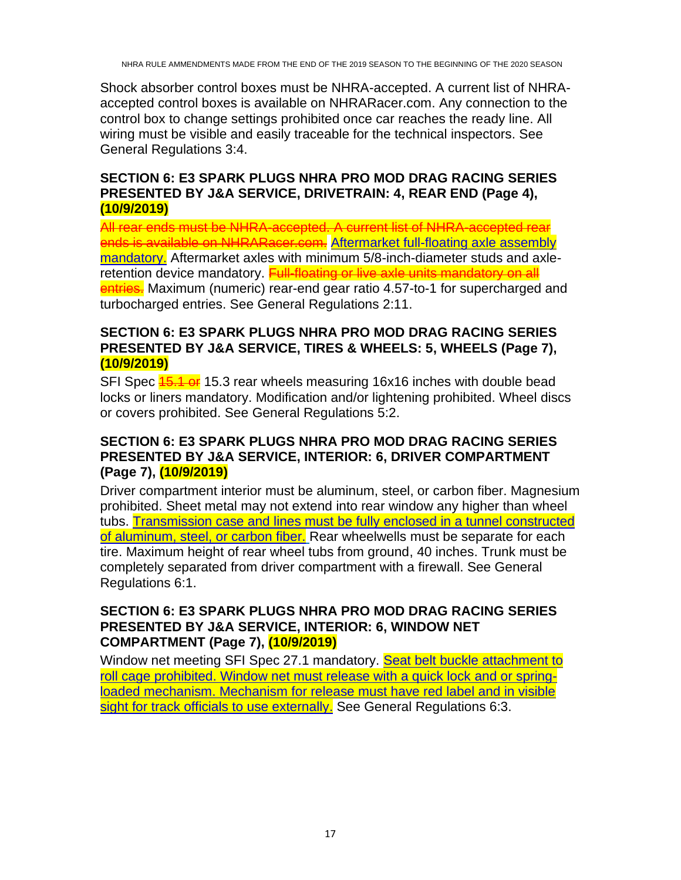Shock absorber control boxes must be NHRA-accepted. A current list of NHRA-accepted control boxes is available on NHRARacer.com. Any connection to the control box to change settings prohibited once car reaches the ready line. All wiring must be visible and easily traceable for the technical inspectors. See General Regulations 3:4.

**SECTION 6: E3 SPARK PLUGS NHRA PRO MOD DRAG RACING SERIES PRESENTED BY J&A SERVICE, DRIVETRAIN: 4, REAR END (Page 4), (10/9/2019)**

~~All rear ends must be NHRA-accepted. A current list of NHRA-accepted rear ends is available on NHRARacer.com.~~ Aftermarket full-floating axle assembly mandatory. Aftermarket axles with minimum 5/8-inch-diameter studs and axle-retention device mandatory. ~~Full-floating or live axle units mandatory on all entries.~~ Maximum (numeric) rear-end gear ratio 4.57-to-1 for supercharged and turbocharged entries. See General Regulations 2:11.

**SECTION 6: E3 SPARK PLUGS NHRA PRO MOD DRAG RACING SERIES PRESENTED BY J&A SERVICE, TIRES & WHEELS: 5, WHEELS (Page 7), (10/9/2019)**

SFI Spec ~~15.1 or~~ 15.3 rear wheels measuring 16x16 inches with double bead locks or liners mandatory. Modification and/or lightening prohibited. Wheel discs or covers prohibited. See General Regulations 5:2.

**SECTION 6: E3 SPARK PLUGS NHRA PRO MOD DRAG RACING SERIES PRESENTED BY J&A SERVICE, INTERIOR: 6, DRIVER COMPARTMENT (Page 7), (10/9/2019)**

Driver compartment interior must be aluminum, steel, or carbon fiber. Magnesium prohibited. Sheet metal may not extend into rear window any higher than wheel tubs. Transmission case and lines must be fully enclosed in a tunnel constructed of aluminum, steel, or carbon fiber. Rear wheelwells must be separate for each tire. Maximum height of rear wheel tubs from ground, 40 inches. Trunk must be completely separated from driver compartment with a firewall. See General Regulations 6:1.

**SECTION 6: E3 SPARK PLUGS NHRA PRO MOD DRAG RACING SERIES PRESENTED BY J&A SERVICE, INTERIOR: 6, WINDOW NET COMPARTMENT (Page 7), (10/9/2019)**

Window net meeting SFI Spec 27.1 mandatory. Seat belt buckle attachment to roll cage prohibited. Window net must release with a quick lock and or spring-loaded mechanism. Mechanism for release must have red label and in visible sight for track officials to use externally. See General Regulations 6:3.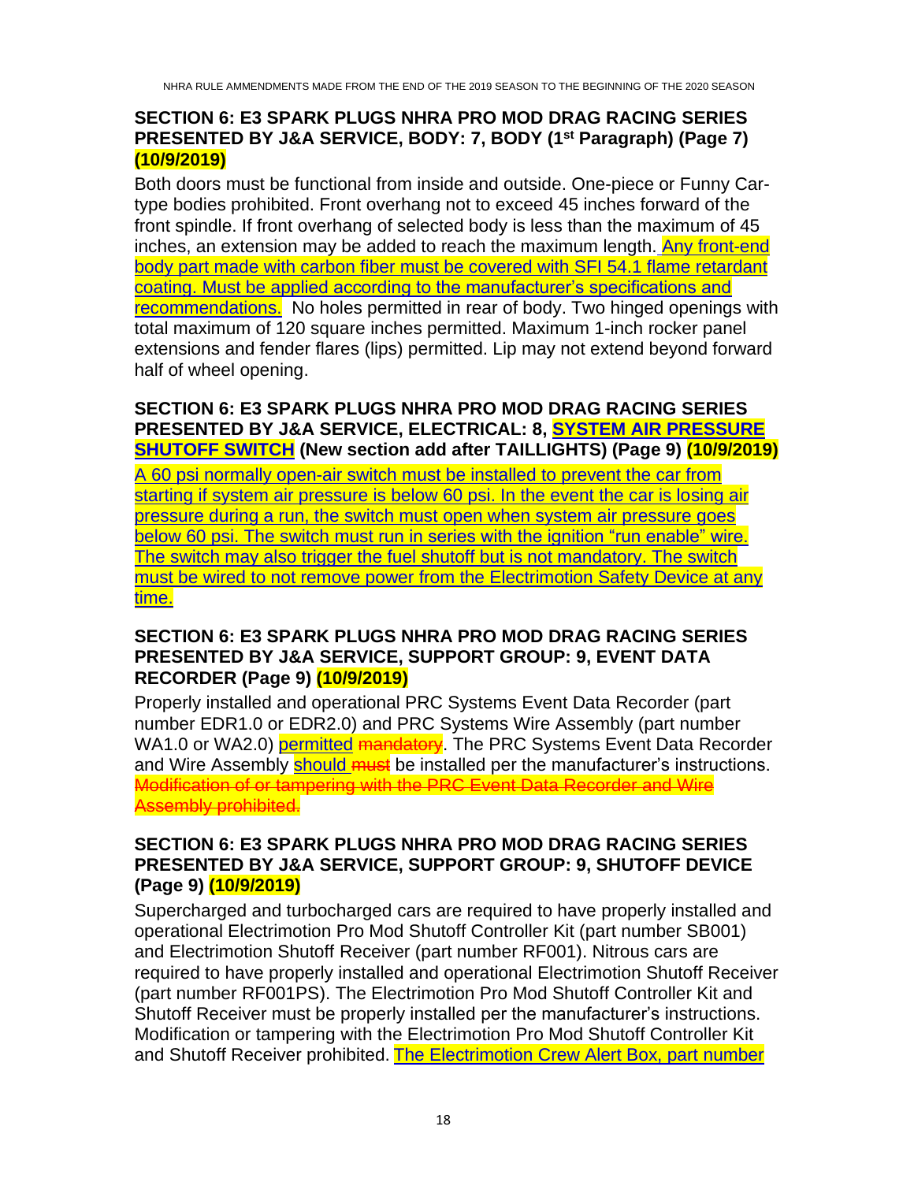**SECTION 6: E3 SPARK PLUGS NHRA PRO MOD DRAG RACING SERIES PRESENTED BY J&A SERVICE, BODY: 7, BODY (1st Paragraph) (Page 7) (10/9/2019)**

Both doors must be functional from inside and outside. One-piece or Funny Car-type bodies prohibited. Front overhang not to exceed 45 inches forward of the front spindle. If front overhang of selected body is less than the maximum of 45 inches, an extension may be added to reach the maximum length. Any front-end body part made with carbon fiber must be covered with SFI 54.1 flame retardant coating. Must be applied according to the manufacturer's specifications and recommendations. No holes permitted in rear of body. Two hinged openings with total maximum of 120 square inches permitted. Maximum 1-inch rocker panel extensions and fender flares (lips) permitted. Lip may not extend beyond forward half of wheel opening.

**SECTION 6: E3 SPARK PLUGS NHRA PRO MOD DRAG RACING SERIES PRESENTED BY J&A SERVICE, ELECTRICAL: 8, SYSTEM AIR PRESSURE SHUTOFF SWITCH (New section add after TAILLIGHTS) (Page 9) (10/9/2019)**

A 60 psi normally open-air switch must be installed to prevent the car from starting if system air pressure is below 60 psi. In the event the car is losing air pressure during a run, the switch must open when system air pressure goes below 60 psi. The switch must run in series with the ignition "run enable" wire. The switch may also trigger the fuel shutoff but is not mandatory. The switch must be wired to not remove power from the Electrimotion Safety Device at any time.

**SECTION 6: E3 SPARK PLUGS NHRA PRO MOD DRAG RACING SERIES PRESENTED BY J&A SERVICE, SUPPORT GROUP: 9, EVENT DATA RECORDER (Page 9) (10/9/2019)**

Properly installed and operational PRC Systems Event Data Recorder (part number EDR1.0 or EDR2.0) and PRC Systems Wire Assembly (part number WA1.0 or WA2.0) permitted ~~mandatory~~. The PRC Systems Event Data Recorder and Wire Assembly should ~~must~~ be installed per the manufacturer's instructions. ~~Modification of or tampering with the PRC Event Data Recorder and Wire Assembly prohibited.~~

**SECTION 6: E3 SPARK PLUGS NHRA PRO MOD DRAG RACING SERIES PRESENTED BY J&A SERVICE, SUPPORT GROUP: 9, SHUTOFF DEVICE (Page 9) (10/9/2019)**

Supercharged and turbocharged cars are required to have properly installed and operational Electrimotion Pro Mod Shutoff Controller Kit (part number SB001) and Electrimotion Shutoff Receiver (part number RF001). Nitrous cars are required to have properly installed and operational Electrimotion Shutoff Receiver (part number RF001PS). The Electrimotion Pro Mod Shutoff Controller Kit and Shutoff Receiver must be properly installed per the manufacturer's instructions. Modification or tampering with the Electrimotion Pro Mod Shutoff Controller Kit and Shutoff Receiver prohibited. The Electrimotion Crew Alert Box, part number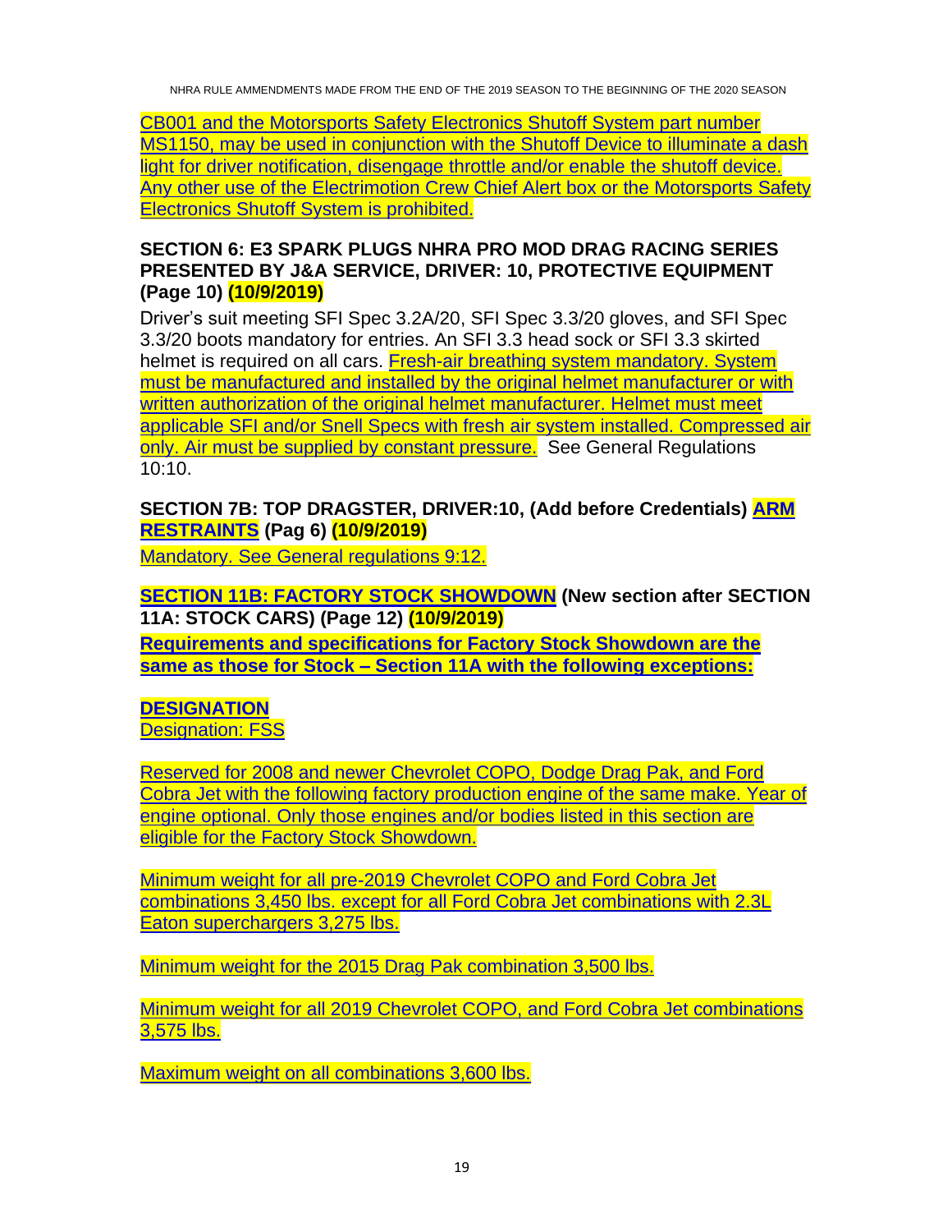CB001 and the Motorsports Safety Electronics Shutoff System part number MS1150, may be used in conjunction with the Shutoff Device to illuminate a dash light for driver notification, disengage throttle and/or enable the shutoff device. Any other use of the Electrimotion Crew Chief Alert box or the Motorsports Safety Electronics Shutoff System is prohibited.

**SECTION 6: E3 SPARK PLUGS NHRA PRO MOD DRAG RACING SERIES PRESENTED BY J&A SERVICE, DRIVER: 10, PROTECTIVE EQUIPMENT (Page 10) (10/9/2019)**

Driver's suit meeting SFI Spec 3.2A/20, SFI Spec 3.3/20 gloves, and SFI Spec 3.3/20 boots mandatory for entries. An SFI 3.3 head sock or SFI 3.3 skirted helmet is required on all cars. Fresh-air breathing system mandatory. System must be manufactured and installed by the original helmet manufacturer or with written authorization of the original helmet manufacturer. Helmet must meet applicable SFI and/or Snell Specs with fresh air system installed. Compressed air only. Air must be supplied by constant pressure. See General Regulations 10:10.

**SECTION 7B: TOP DRAGSTER, DRIVER:10, (Add before Credentials) ARM RESTRAINTS (Pag 6) (10/9/2019)**

Mandatory. See General regulations 9:12.

**SECTION 11B: FACTORY STOCK SHOWDOWN (New section after SECTION 11A: STOCK CARS) (Page 12) (10/9/2019)**

**Requirements and specifications for Factory Stock Showdown are the same as those for Stock – Section 11A with the following exceptions:**

**DESIGNATION**

Designation: FSS

Reserved for 2008 and newer Chevrolet COPO, Dodge Drag Pak, and Ford Cobra Jet with the following factory production engine of the same make. Year of engine optional. Only those engines and/or bodies listed in this section are eligible for the Factory Stock Showdown.

Minimum weight for all pre-2019 Chevrolet COPO and Ford Cobra Jet combinations 3,450 lbs. except for all Ford Cobra Jet combinations with 2.3L Eaton superchargers 3,275 lbs.

Minimum weight for the 2015 Drag Pak combination 3,500 lbs.

Minimum weight for all 2019 Chevrolet COPO, and Ford Cobra Jet combinations 3,575 lbs.

Maximum weight on all combinations 3,600 lbs.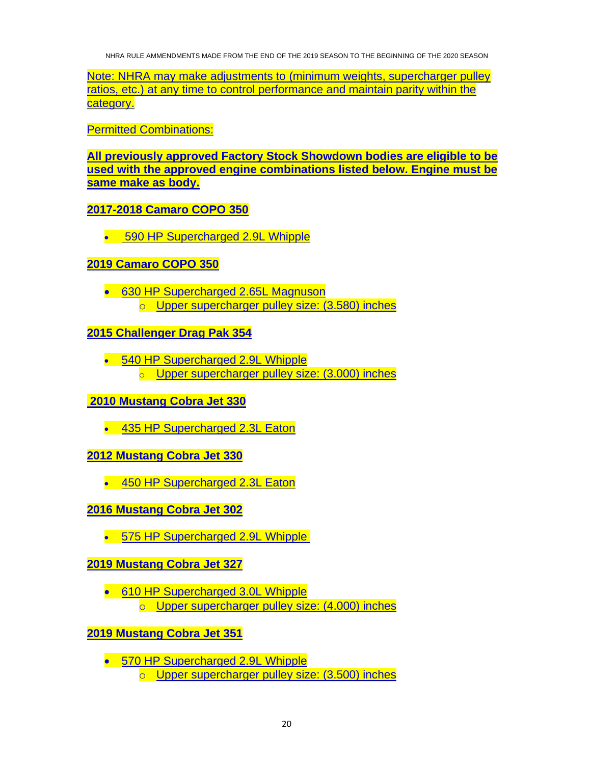Note: NHRA may make adjustments to (minimum weights, supercharger pulley ratios, etc.) at any time to control performance and maintain parity within the category.

Permitted Combinations:

**All previously approved Factory Stock Showdown bodies are eligible to be used with the approved engine combinations listed below. Engine must be same make as body.**

**2017-2018 Camaro COPO 350**

- 590 HP Supercharged 2.9L Whipple

**2019 Camaro COPO 350**

- 630 HP Supercharged 2.65L Magnuson
  - Upper supercharger pulley size: (3.580) inches

**2015 Challenger Drag Pak 354**

- 540 HP Supercharged 2.9L Whipple
  - Upper supercharger pulley size: (3.000) inches

**2010 Mustang Cobra Jet 330**

- 435 HP Supercharged 2.3L Eaton

**2012 Mustang Cobra Jet 330**

- 450 HP Supercharged 2.3L Eaton

**2016 Mustang Cobra Jet 302**

- 575 HP Supercharged 2.9L Whipple

**2019 Mustang Cobra Jet 327**

- 610 HP Supercharged 3.0L Whipple
  - Upper supercharger pulley size: (4.000) inches

**2019 Mustang Cobra Jet 351**

- 570 HP Supercharged 2.9L Whipple
  - Upper supercharger pulley size: (3.500) inches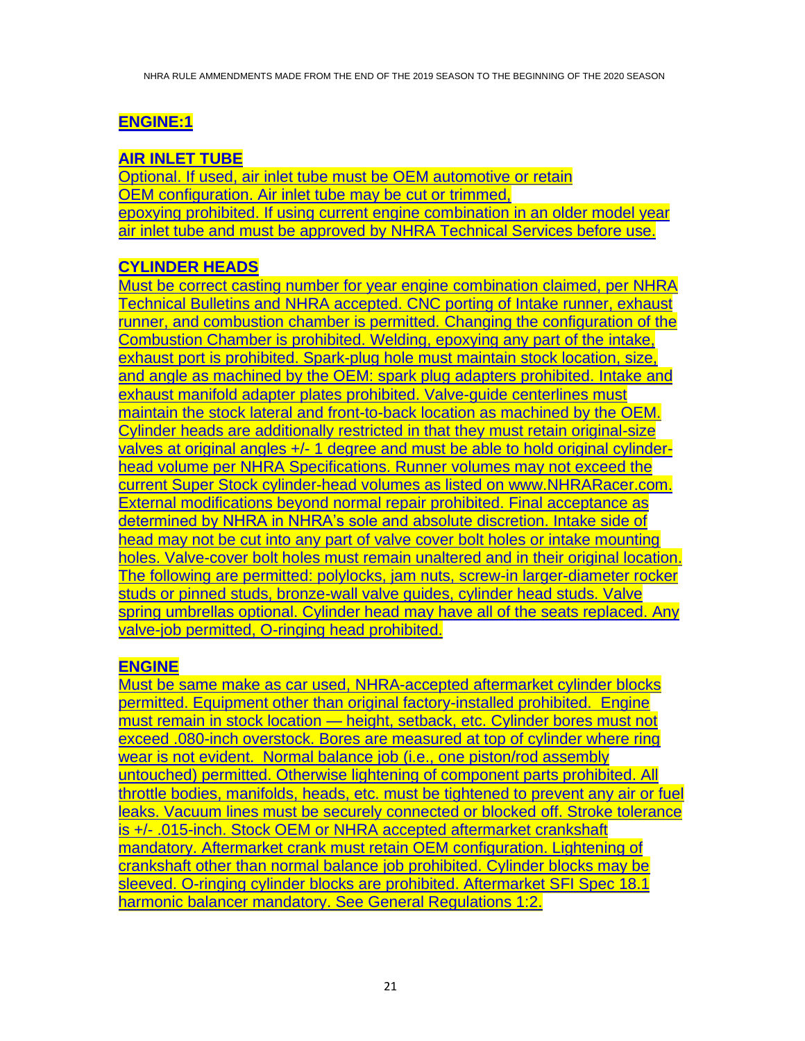## ENGINE:1

### AIR INLET TUBE

Optional. If used, air inlet tube must be OEM automotive or retain OEM configuration. Air inlet tube may be cut or trimmed, epoxying prohibited. If using current engine combination in an older model year air inlet tube and must be approved by NHRA Technical Services before use.

### CYLINDER HEADS

Must be correct casting number for year engine combination claimed, per NHRA Technical Bulletins and NHRA accepted. CNC porting of Intake runner, exhaust runner, and combustion chamber is permitted. Changing the configuration of the Combustion Chamber is prohibited. Welding, epoxying any part of the intake, exhaust port is prohibited. Spark-plug hole must maintain stock location, size, and angle as machined by the OEM: spark plug adapters prohibited. Intake and exhaust manifold adapter plates prohibited. Valve-guide centerlines must maintain the stock lateral and front-to-back location as machined by the OEM. Cylinder heads are additionally restricted in that they must retain original-size valves at original angles +/- 1 degree and must be able to hold original cylinder-head volume per NHRA Specifications. Runner volumes may not exceed the current Super Stock cylinder-head volumes as listed on www.NHRARacer.com. External modifications beyond normal repair prohibited. Final acceptance as determined by NHRA in NHRA's sole and absolute discretion. Intake side of head may not be cut into any part of valve cover bolt holes or intake mounting holes. Valve-cover bolt holes must remain unaltered and in their original location. The following are permitted: polylocks, jam nuts, screw-in larger-diameter rocker studs or pinned studs, bronze-wall valve guides, cylinder head studs. Valve spring umbrellas optional. Cylinder head may have all of the seats replaced. Any valve-job permitted, O-ringing head prohibited.

### ENGINE

Must be same make as car used, NHRA-accepted aftermarket cylinder blocks permitted. Equipment other than original factory-installed prohibited. Engine must remain in stock location — height, setback, etc. Cylinder bores must not exceed .080-inch overstock. Bores are measured at top of cylinder where ring wear is not evident. Normal balance job (i.e., one piston/rod assembly untouched) permitted. Otherwise lightening of component parts prohibited. All throttle bodies, manifolds, heads, etc. must be tightened to prevent any air or fuel leaks. Vacuum lines must be securely connected or blocked off. Stroke tolerance is +/- .015-inch. Stock OEM or NHRA accepted aftermarket crankshaft mandatory. Aftermarket crank must retain OEM configuration. Lightening of crankshaft other than normal balance job prohibited. Cylinder blocks may be sleeved. O-ringing cylinder blocks are prohibited. Aftermarket SFI Spec 18.1 harmonic balancer mandatory. See General Regulations 1:2.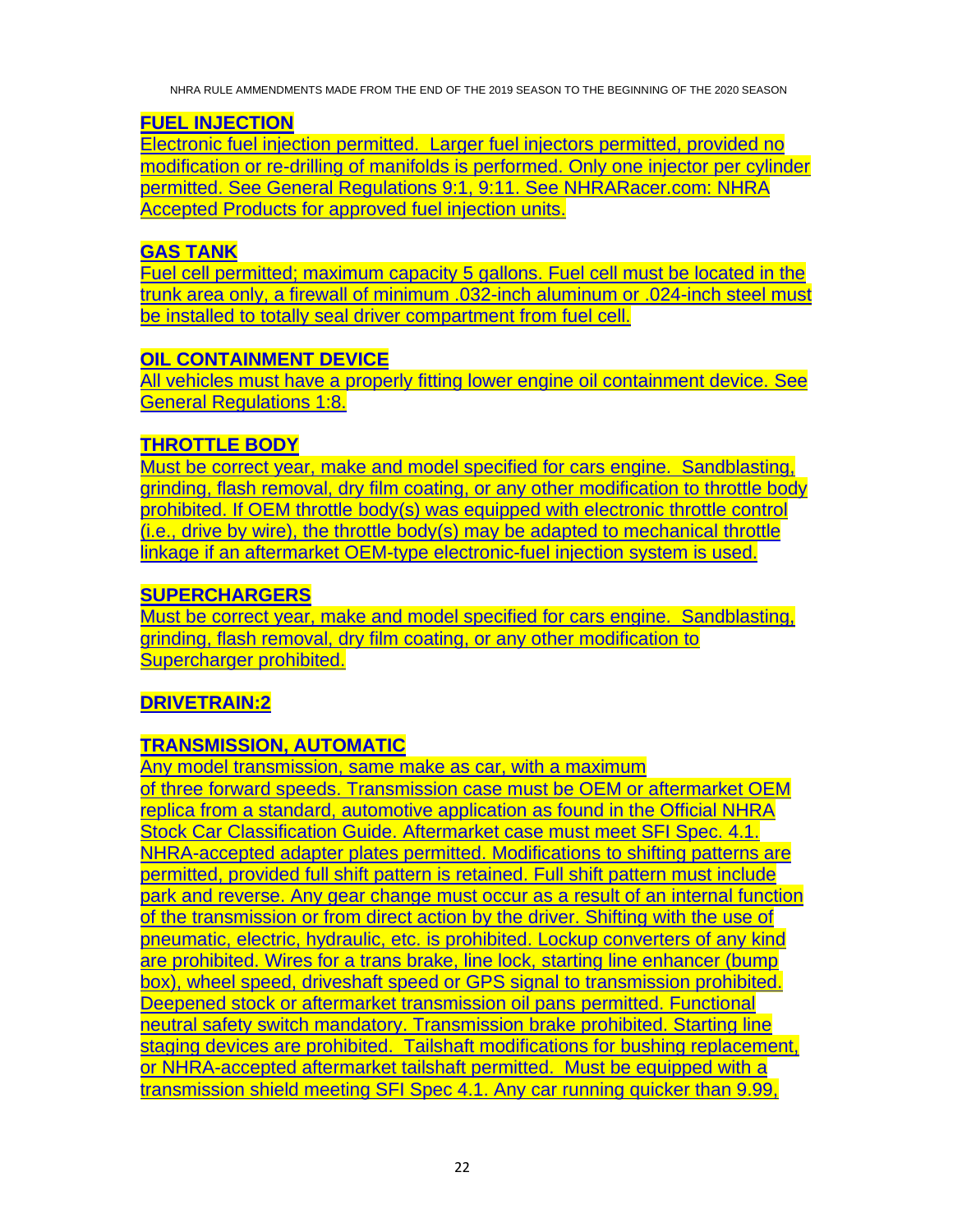**FUEL INJECTION**

Electronic fuel injection permitted. Larger fuel injectors permitted, provided no modification or re-drilling of manifolds is performed. Only one injector per cylinder permitted. See General Regulations 9:1, 9:11. See NHRARacer.com: NHRA Accepted Products for approved fuel injection units.

**GAS TANK**

Fuel cell permitted; maximum capacity 5 gallons. Fuel cell must be located in the trunk area only, a firewall of minimum .032-inch aluminum or .024-inch steel must be installed to totally seal driver compartment from fuel cell.

**OIL CONTAINMENT DEVICE**

All vehicles must have a properly fitting lower engine oil containment device. See General Regulations 1:8.

**THROTTLE BODY**

Must be correct year, make and model specified for cars engine. Sandblasting, grinding, flash removal, dry film coating, or any other modification to throttle body prohibited. If OEM throttle body(s) was equipped with electronic throttle control (i.e., drive by wire), the throttle body(s) may be adapted to mechanical throttle linkage if an aftermarket OEM-type electronic-fuel injection system is used.

**SUPERCHARGERS**

Must be correct year, make and model specified for cars engine. Sandblasting, grinding, flash removal, dry film coating, or any other modification to Supercharger prohibited.

**DRIVETRAIN:2**

**TRANSMISSION, AUTOMATIC**

Any model transmission, same make as car, with a maximum of three forward speeds. Transmission case must be OEM or aftermarket OEM replica from a standard, automotive application as found in the Official NHRA Stock Car Classification Guide. Aftermarket case must meet SFI Spec. 4.1. NHRA-accepted adapter plates permitted. Modifications to shifting patterns are permitted, provided full shift pattern is retained. Full shift pattern must include park and reverse. Any gear change must occur as a result of an internal function of the transmission or from direct action by the driver. Shifting with the use of pneumatic, electric, hydraulic, etc. is prohibited. Lockup converters of any kind are prohibited. Wires for a trans brake, line lock, starting line enhancer (bump box), wheel speed, driveshaft speed or GPS signal to transmission prohibited. Deepened stock or aftermarket transmission oil pans permitted. Functional neutral safety switch mandatory. Transmission brake prohibited. Starting line staging devices are prohibited. Tailshaft modifications for bushing replacement, or NHRA-accepted aftermarket tailshaft permitted. Must be equipped with a transmission shield meeting SFI Spec 4.1. Any car running quicker than 9.99,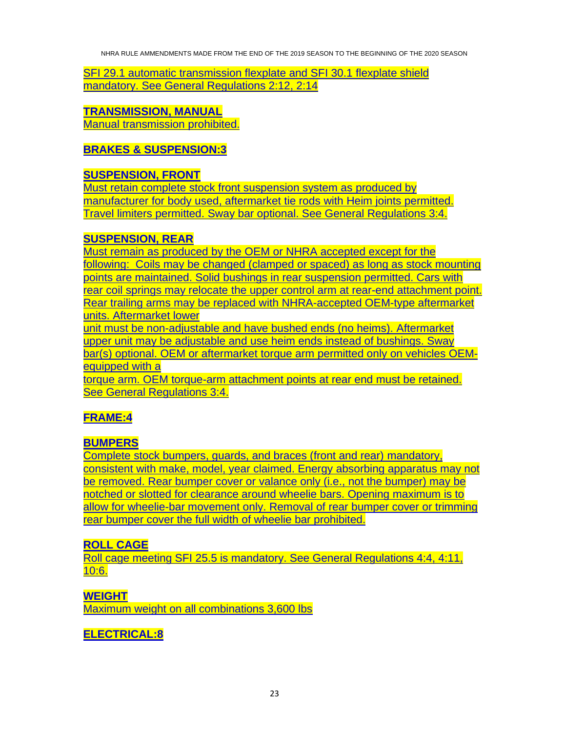SFI 29.1 automatic transmission flexplate and SFI 30.1 flexplate shield mandatory. See General Regulations 2:12, 2:14

**TRANSMISSION, MANUAL**

Manual transmission prohibited.

**BRAKES & SUSPENSION:3**

**SUSPENSION, FRONT**

Must retain complete stock front suspension system as produced by manufacturer for body used, aftermarket tie rods with Heim joints permitted. Travel limiters permitted. Sway bar optional. See General Regulations 3:4.

**SUSPENSION, REAR**

Must remain as produced by the OEM or NHRA accepted except for the following: Coils may be changed (clamped or spaced) as long as stock mounting points are maintained. Solid bushings in rear suspension permitted. Cars with rear coil springs may relocate the upper control arm at rear-end attachment point. Rear trailing arms may be replaced with NHRA-accepted OEM-type aftermarket units. Aftermarket lower unit must be non-adjustable and have bushed ends (no heims). Aftermarket upper unit may be adjustable and use heim ends instead of bushings. Sway bar(s) optional. OEM or aftermarket torque arm permitted only on vehicles OEM-equipped with a torque arm. OEM torque-arm attachment points at rear end must be retained. See General Regulations 3:4.

**FRAME:4**

**BUMPERS**

Complete stock bumpers, guards, and braces (front and rear) mandatory, consistent with make, model, year claimed. Energy absorbing apparatus may not be removed. Rear bumper cover or valance only (i.e., not the bumper) may be notched or slotted for clearance around wheelie bars. Opening maximum is to allow for wheelie-bar movement only. Removal of rear bumper cover or trimming rear bumper cover the full width of wheelie bar prohibited.

**ROLL CAGE**

Roll cage meeting SFI 25.5 is mandatory. See General Regulations 4:4, 4:11, 10:6.

**WEIGHT**

Maximum weight on all combinations 3,600 lbs

**ELECTRICAL:8**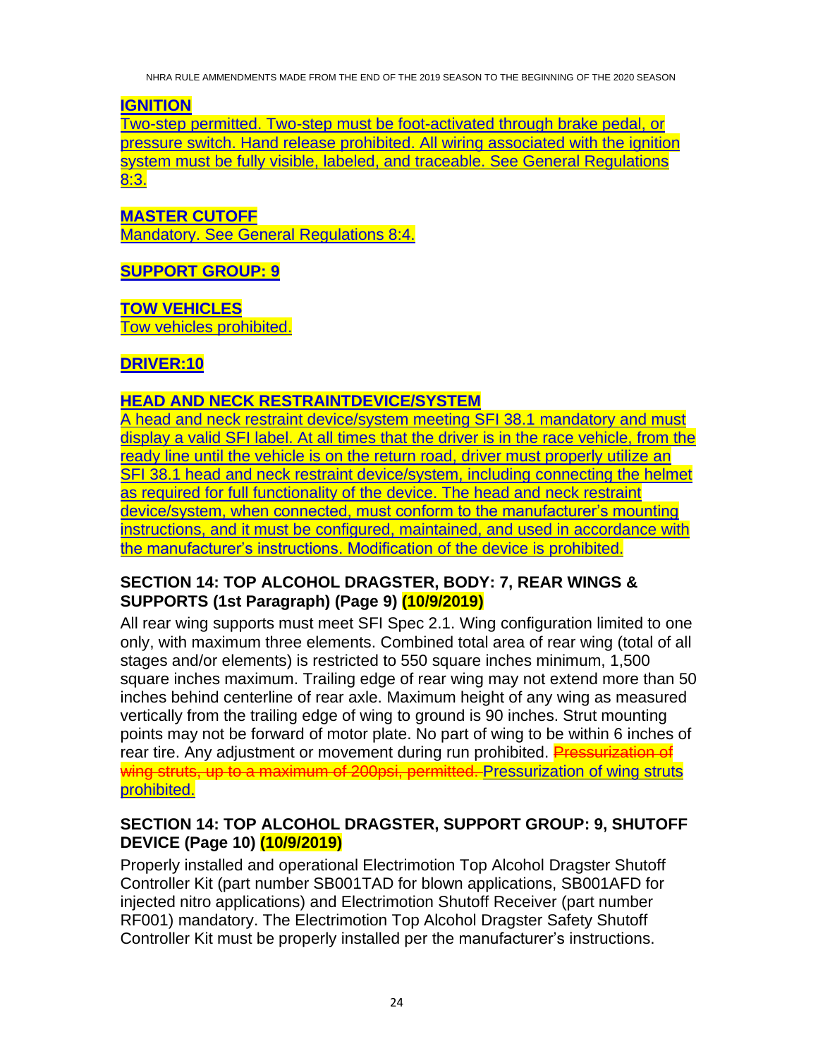**IGNITION**

Two-step permitted. Two-step must be foot-activated through brake pedal, or pressure switch. Hand release prohibited. All wiring associated with the ignition system must be fully visible, labeled, and traceable. See General Regulations 8:3.

**MASTER CUTOFF**

Mandatory. See General Regulations 8:4.

**SUPPORT GROUP: 9**

**TOW VEHICLES**

Tow vehicles prohibited.

**DRIVER:10**

**HEAD AND NECK RESTRAINTDEVICE/SYSTEM**

A head and neck restraint device/system meeting SFI 38.1 mandatory and must display a valid SFI label. At all times that the driver is in the race vehicle, from the ready line until the vehicle is on the return road, driver must properly utilize an SFI 38.1 head and neck restraint device/system, including connecting the helmet as required for full functionality of the device. The head and neck restraint device/system, when connected, must conform to the manufacturer's mounting instructions, and it must be configured, maintained, and used in accordance with the manufacturer's instructions. Modification of the device is prohibited.

### SECTION 14: TOP ALCOHOL DRAGSTER, BODY: 7, REAR WINGS & SUPPORTS (1st Paragraph) (Page 9) (10/9/2019)

All rear wing supports must meet SFI Spec 2.1. Wing configuration limited to one only, with maximum three elements. Combined total area of rear wing (total of all stages and/or elements) is restricted to 550 square inches minimum, 1,500 square inches maximum. Trailing edge of rear wing may not extend more than 50 inches behind centerline of rear axle. Maximum height of any wing as measured vertically from the trailing edge of wing to ground is 90 inches. Strut mounting points may not be forward of motor plate. No part of wing to be within 6 inches of rear tire. Any adjustment or movement during run prohibited. ~~Pressurization of wing struts, up to a maximum of 200psi, permitted.~~ Pressurization of wing struts prohibited.

### SECTION 14: TOP ALCOHOL DRAGSTER, SUPPORT GROUP: 9, SHUTOFF DEVICE (Page 10) (10/9/2019)

Properly installed and operational Electrimotion Top Alcohol Dragster Shutoff Controller Kit (part number SB001TAD for blown applications, SB001AFD for injected nitro applications) and Electrimotion Shutoff Receiver (part number RF001) mandatory. The Electrimotion Top Alcohol Dragster Safety Shutoff Controller Kit must be properly installed per the manufacturer's instructions.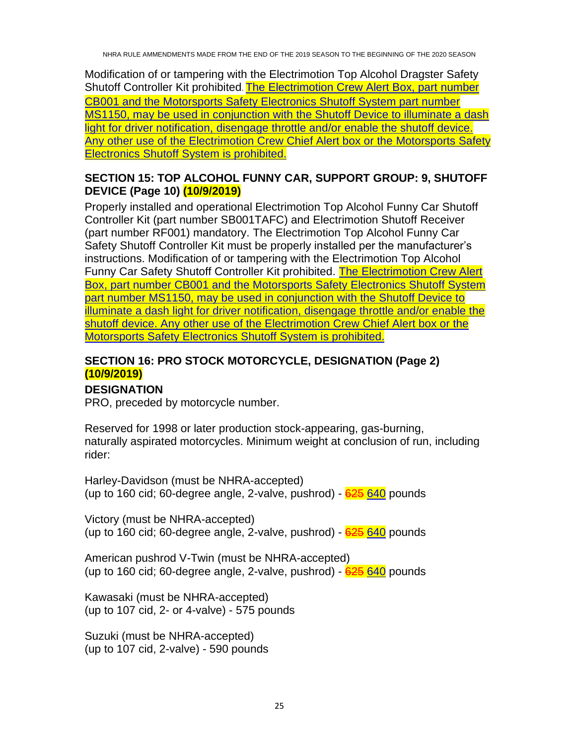Modification of or tampering with the Electrimotion Top Alcohol Dragster Safety Shutoff Controller Kit prohibited. The Electrimotion Crew Alert Box, part number CB001 and the Motorsports Safety Electronics Shutoff System part number MS1150, may be used in conjunction with the Shutoff Device to illuminate a dash light for driver notification, disengage throttle and/or enable the shutoff device. Any other use of the Electrimotion Crew Chief Alert box or the Motorsports Safety Electronics Shutoff System is prohibited.

### SECTION 15: TOP ALCOHOL FUNNY CAR, SUPPORT GROUP: 9, SHUTOFF DEVICE (Page 10) (10/9/2019)

Properly installed and operational Electrimotion Top Alcohol Funny Car Shutoff Controller Kit (part number SB001TAFC) and Electrimotion Shutoff Receiver (part number RF001) mandatory. The Electrimotion Top Alcohol Funny Car Safety Shutoff Controller Kit must be properly installed per the manufacturer's instructions. Modification of or tampering with the Electrimotion Top Alcohol Funny Car Safety Shutoff Controller Kit prohibited. The Electrimotion Crew Alert Box, part number CB001 and the Motorsports Safety Electronics Shutoff System part number MS1150, may be used in conjunction with the Shutoff Device to illuminate a dash light for driver notification, disengage throttle and/or enable the shutoff device. Any other use of the Electrimotion Crew Chief Alert box or the Motorsports Safety Electronics Shutoff System is prohibited.

### SECTION 16: PRO STOCK MOTORCYCLE, DESIGNATION (Page 2) (10/9/2019)

**DESIGNATION**

PRO, preceded by motorcycle number.

Reserved for 1998 or later production stock-appearing, gas-burning, naturally aspirated motorcycles. Minimum weight at conclusion of run, including rider:

Harley-Davidson (must be NHRA-accepted)
(up to 160 cid; 60-degree angle, 2-valve, pushrod) - ~~625~~ 640 pounds

Victory (must be NHRA-accepted)
(up to 160 cid; 60-degree angle, 2-valve, pushrod) - ~~625~~ 640 pounds

American pushrod V-Twin (must be NHRA-accepted)
(up to 160 cid; 60-degree angle, 2-valve, pushrod) - ~~625~~ 640 pounds

Kawasaki (must be NHRA-accepted)
(up to 107 cid, 2- or 4-valve) - 575 pounds

Suzuki (must be NHRA-accepted)
(up to 107 cid, 2-valve) - 590 pounds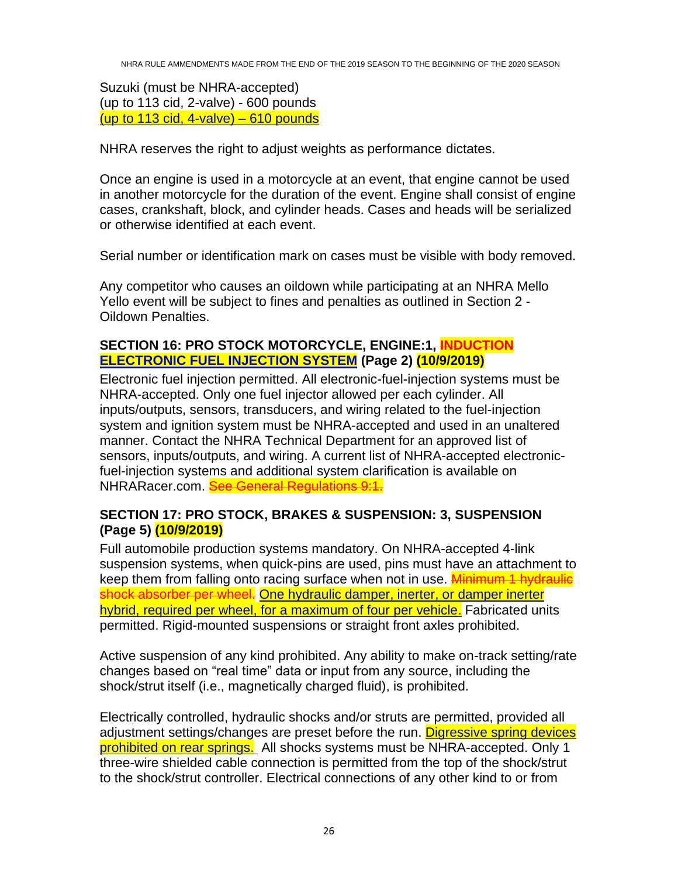Suzuki (must be NHRA-accepted)
(up to 113 cid, 2-valve) - 600 pounds
(up to 113 cid, 4-valve) – 610 pounds

NHRA reserves the right to adjust weights as performance dictates.

Once an engine is used in a motorcycle at an event, that engine cannot be used in another motorcycle for the duration of the event. Engine shall consist of engine cases, crankshaft, block, and cylinder heads. Cases and heads will be serialized or otherwise identified at each event.

Serial number or identification mark on cases must be visible with body removed.

Any competitor who causes an oildown while participating at an NHRA Mello Yello event will be subject to fines and penalties as outlined in Section 2 - Oildown Penalties.

**SECTION 16: PRO STOCK MOTORCYCLE, ENGINE:1, ~~INDUCTION~~ ELECTRONIC FUEL INJECTION SYSTEM (Page 2) (10/9/2019)**

Electronic fuel injection permitted. All electronic-fuel-injection systems must be NHRA-accepted. Only one fuel injector allowed per each cylinder. All inputs/outputs, sensors, transducers, and wiring related to the fuel-injection system and ignition system must be NHRA-accepted and used in an unaltered manner. Contact the NHRA Technical Department for an approved list of sensors, inputs/outputs, and wiring. A current list of NHRA-accepted electronic-fuel-injection systems and additional system clarification is available on NHRARacer.com. ~~See General Regulations 9:1.~~

**SECTION 17: PRO STOCK, BRAKES & SUSPENSION: 3, SUSPENSION (Page 5) (10/9/2019)**

Full automobile production systems mandatory. On NHRA-accepted 4-link suspension systems, when quick-pins are used, pins must have an attachment to keep them from falling onto racing surface when not in use. ~~Minimum 1 hydraulic shock absorber per wheel.~~ One hydraulic damper, inerter, or damper inerter hybrid, required per wheel, for a maximum of four per vehicle. Fabricated units permitted. Rigid-mounted suspensions or straight front axles prohibited.

Active suspension of any kind prohibited. Any ability to make on-track setting/rate changes based on "real time" data or input from any source, including the shock/strut itself (i.e., magnetically charged fluid), is prohibited.

Electrically controlled, hydraulic shocks and/or struts are permitted, provided all adjustment settings/changes are preset before the run. Digressive spring devices prohibited on rear springs. All shocks systems must be NHRA-accepted. Only 1 three-wire shielded cable connection is permitted from the top of the shock/strut to the shock/strut controller. Electrical connections of any other kind to or from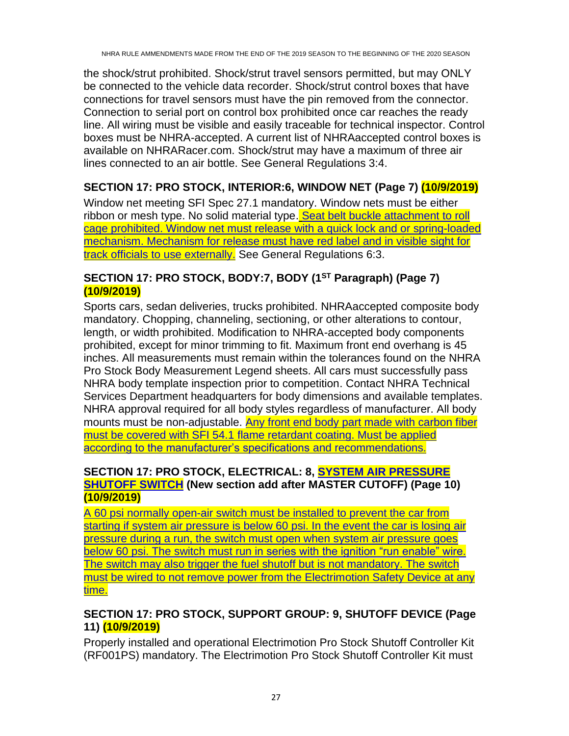the shock/strut prohibited. Shock/strut travel sensors permitted, but may ONLY be connected to the vehicle data recorder. Shock/strut control boxes that have connections for travel sensors must have the pin removed from the connector. Connection to serial port on control box prohibited once car reaches the ready line. All wiring must be visible and easily traceable for technical inspector. Control boxes must be NHRA-accepted. A current list of NHRAaccepted control boxes is available on NHRARacer.com. Shock/strut may have a maximum of three air lines connected to an air bottle. See General Regulations 3:4.

### SECTION 17: PRO STOCK, INTERIOR:6, WINDOW NET (Page 7) (10/9/2019)

Window net meeting SFI Spec 27.1 mandatory. Window nets must be either ribbon or mesh type. No solid material type. Seat belt buckle attachment to roll cage prohibited. Window net must release with a quick lock and or spring-loaded mechanism. Mechanism for release must have red label and in visible sight for track officials to use externally. See General Regulations 6:3.

### SECTION 17: PRO STOCK, BODY:7, BODY (1ST Paragraph) (Page 7) (10/9/2019)

Sports cars, sedan deliveries, trucks prohibited. NHRAaccepted composite body mandatory. Chopping, channeling, sectioning, or other alterations to contour, length, or width prohibited. Modification to NHRA-accepted body components prohibited, except for minor trimming to fit. Maximum front end overhang is 45 inches. All measurements must remain within the tolerances found on the NHRA Pro Stock Body Measurement Legend sheets. All cars must successfully pass NHRA body template inspection prior to competition. Contact NHRA Technical Services Department headquarters for body dimensions and available templates. NHRA approval required for all body styles regardless of manufacturer. All body mounts must be non-adjustable. Any front end body part made with carbon fiber must be covered with SFI 54.1 flame retardant coating. Must be applied according to the manufacturer's specifications and recommendations.

### SECTION 17: PRO STOCK, ELECTRICAL: 8, SYSTEM AIR PRESSURE SHUTOFF SWITCH (New section add after MASTER CUTOFF) (Page 10) (10/9/2019)

A 60 psi normally open-air switch must be installed to prevent the car from starting if system air pressure is below 60 psi. In the event the car is losing air pressure during a run, the switch must open when system air pressure goes below 60 psi. The switch must run in series with the ignition "run enable" wire. The switch may also trigger the fuel shutoff but is not mandatory. The switch must be wired to not remove power from the Electrimotion Safety Device at any time.

### SECTION 17: PRO STOCK, SUPPORT GROUP: 9, SHUTOFF DEVICE (Page 11) (10/9/2019)

Properly installed and operational Electrimotion Pro Stock Shutoff Controller Kit (RF001PS) mandatory. The Electrimotion Pro Stock Shutoff Controller Kit must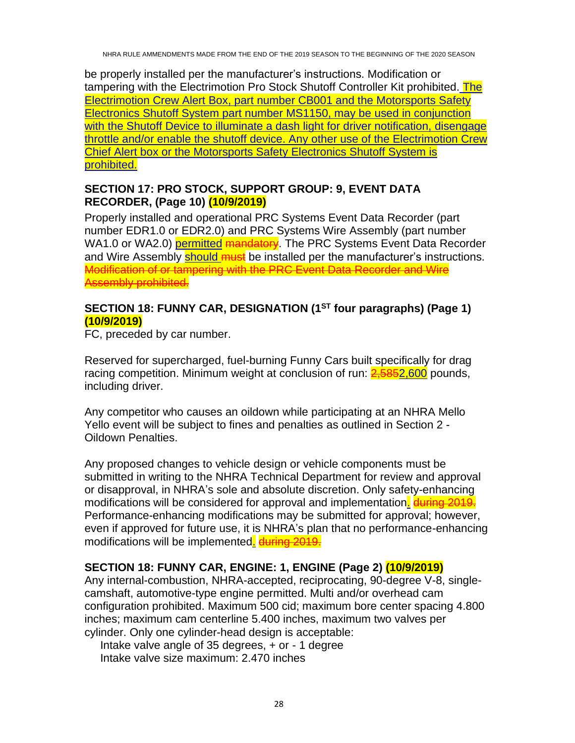be properly installed per the manufacturer's instructions. Modification or tampering with the Electrimotion Pro Stock Shutoff Controller Kit prohibited. The Electrimotion Crew Alert Box, part number CB001 and the Motorsports Safety Electronics Shutoff System part number MS1150, may be used in conjunction with the Shutoff Device to illuminate a dash light for driver notification, disengage throttle and/or enable the shutoff device. Any other use of the Electrimotion Crew Chief Alert box or the Motorsports Safety Electronics Shutoff System is prohibited.

### SECTION 17: PRO STOCK, SUPPORT GROUP: 9, EVENT DATA RECORDER, (Page 10) (10/9/2019)

Properly installed and operational PRC Systems Event Data Recorder (part number EDR1.0 or EDR2.0) and PRC Systems Wire Assembly (part number WA1.0 or WA2.0) permitted ~~mandatory~~. The PRC Systems Event Data Recorder and Wire Assembly should ~~must~~ be installed per the manufacturer's instructions. ~~Modification of or tampering with the PRC Event Data Recorder and Wire Assembly prohibited.~~

### SECTION 18: FUNNY CAR, DESIGNATION (1ST four paragraphs) (Page 1) (10/9/2019)

FC, preceded by car number.

Reserved for supercharged, fuel-burning Funny Cars built specifically for drag racing competition. Minimum weight at conclusion of run: ~~2,585~~2,600 pounds, including driver.

Any competitor who causes an oildown while participating at an NHRA Mello Yello event will be subject to fines and penalties as outlined in Section 2 - Oildown Penalties.

Any proposed changes to vehicle design or vehicle components must be submitted in writing to the NHRA Technical Department for review and approval or disapproval, in NHRA's sole and absolute discretion. Only safety-enhancing modifications will be considered for approval and implementation. ~~during 2019.~~ Performance-enhancing modifications may be submitted for approval; however, even if approved for future use, it is NHRA's plan that no performance-enhancing modifications will be implemented. ~~during 2019.~~

### SECTION 18: FUNNY CAR, ENGINE: 1, ENGINE (Page 2) (10/9/2019)

Any internal-combustion, NHRA-accepted, reciprocating, 90-degree V-8, single-camshaft, automotive-type engine permitted. Multi and/or overhead cam configuration prohibited. Maximum 500 cid; maximum bore center spacing 4.800 inches; maximum cam centerline 5.400 inches, maximum two valves per cylinder. Only one cylinder-head design is acceptable:

Intake valve angle of 35 degrees, + or - 1 degree
Intake valve size maximum: 2.470 inches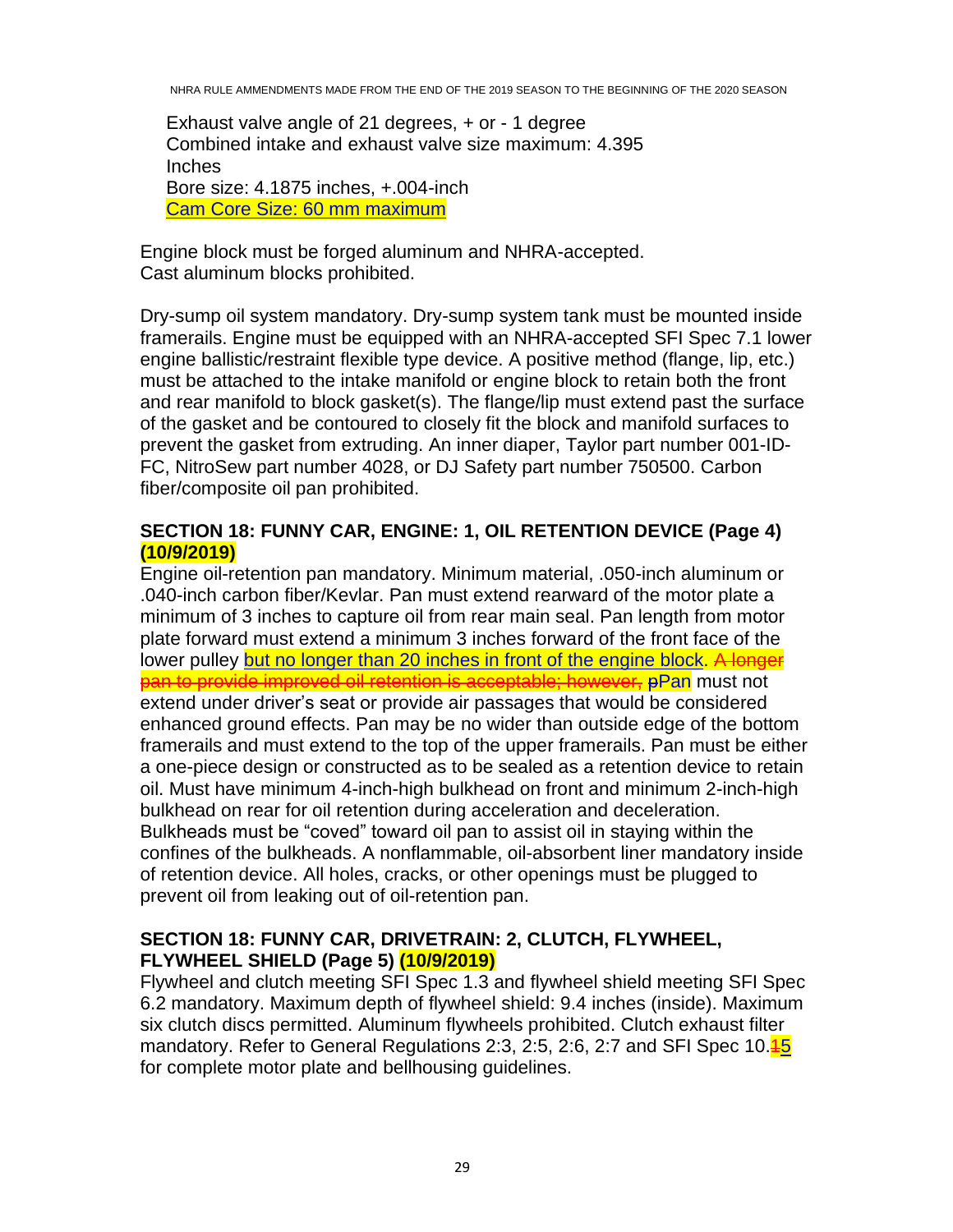Exhaust valve angle of 21 degrees, + or - 1 degree
Combined intake and exhaust valve size maximum: 4.395 Inches
Bore size: 4.1875 inches, +.004-inch
Cam Core Size: 60 mm maximum

Engine block must be forged aluminum and NHRA-accepted. Cast aluminum blocks prohibited.

Dry-sump oil system mandatory. Dry-sump system tank must be mounted inside framerails. Engine must be equipped with an NHRA-accepted SFI Spec 7.1 lower engine ballistic/restraint flexible type device. A positive method (flange, lip, etc.) must be attached to the intake manifold or engine block to retain both the front and rear manifold to block gasket(s). The flange/lip must extend past the surface of the gasket and be contoured to closely fit the block and manifold surfaces to prevent the gasket from extruding. An inner diaper, Taylor part number 001-ID-FC, NitroSew part number 4028, or DJ Safety part number 750500. Carbon fiber/composite oil pan prohibited.

### SECTION 18: FUNNY CAR, ENGINE: 1, OIL RETENTION DEVICE (Page 4) (10/9/2019)

Engine oil-retention pan mandatory. Minimum material, .050-inch aluminum or .040-inch carbon fiber/Kevlar. Pan must extend rearward of the motor plate a minimum of 3 inches to capture oil from rear main seal. Pan length from motor plate forward must extend a minimum 3 inches forward of the front face of the lower pulley but no longer than 20 inches in front of the engine block. ~~A longer pan to provide improved oil retention is acceptable; however, p~~Pan must not extend under driver's seat or provide air passages that would be considered enhanced ground effects. Pan may be no wider than outside edge of the bottom framerails and must extend to the top of the upper framerails. Pan must be either a one-piece design or constructed as to be sealed as a retention device to retain oil. Must have minimum 4-inch-high bulkhead on front and minimum 2-inch-high bulkhead on rear for oil retention during acceleration and deceleration. Bulkheads must be "coved" toward oil pan to assist oil in staying within the confines of the bulkheads. A nonflammable, oil-absorbent liner mandatory inside of retention device. All holes, cracks, or other openings must be plugged to prevent oil from leaking out of oil-retention pan.

### SECTION 18: FUNNY CAR, DRIVETRAIN: 2, CLUTCH, FLYWHEEL, FLYWHEEL SHIELD (Page 5) (10/9/2019)

Flywheel and clutch meeting SFI Spec 1.3 and flywheel shield meeting SFI Spec 6.2 mandatory. Maximum depth of flywheel shield: 9.4 inches (inside). Maximum six clutch discs permitted. Aluminum flywheels prohibited. Clutch exhaust filter mandatory. Refer to General Regulations 2:3, 2:5, 2:6, 2:7 and SFI Spec 10.~~1~~5 for complete motor plate and bellhousing guidelines.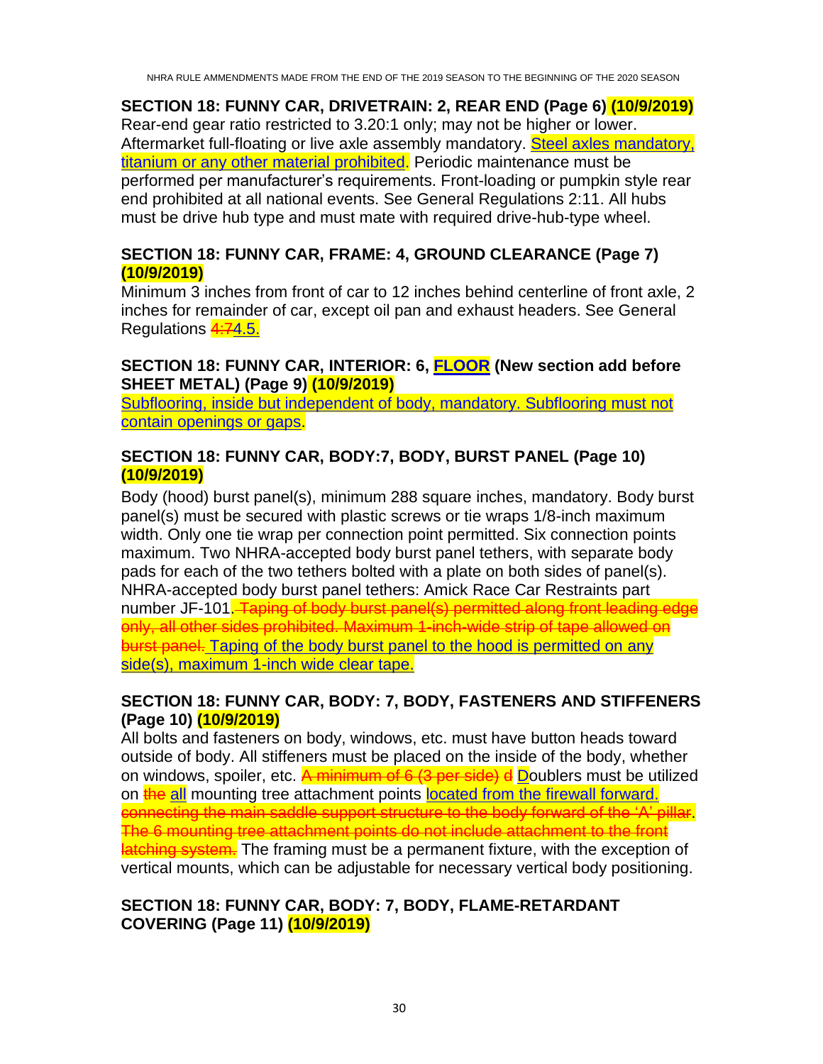**SECTION 18: FUNNY CAR, DRIVETRAIN: 2, REAR END (Page 6) (10/9/2019)**
Rear-end gear ratio restricted to 3.20:1 only; may not be higher or lower. Aftermarket full-floating or live axle assembly mandatory. Steel axles mandatory, titanium or any other material prohibited. Periodic maintenance must be performed per manufacturer's requirements. Front-loading or pumpkin style rear end prohibited at all national events. See General Regulations 2:11. All hubs must be drive hub type and must mate with required drive-hub-type wheel.

**SECTION 18: FUNNY CAR, FRAME: 4, GROUND CLEARANCE (Page 7) (10/9/2019)**
Minimum 3 inches from front of car to 12 inches behind centerline of front axle, 2 inches for remainder of car, except oil pan and exhaust headers. See General Regulations ~~4:7~~4.5.

**SECTION 18: FUNNY CAR, INTERIOR: 6, FLOOR (New section add before SHEET METAL) (Page 9) (10/9/2019)**
Subflooring, inside but independent of body, mandatory. Subflooring must not contain openings or gaps.

**SECTION 18: FUNNY CAR, BODY:7, BODY, BURST PANEL (Page 10) (10/9/2019)**
Body (hood) burst panel(s), minimum 288 square inches, mandatory. Body burst panel(s) must be secured with plastic screws or tie wraps 1/8-inch maximum width. Only one tie wrap per connection point permitted. Six connection points maximum. Two NHRA-accepted body burst panel tethers, with separate body pads for each of the two tethers bolted with a plate on both sides of panel(s). NHRA-accepted body burst panel tethers: Amick Race Car Restraints part number JF-101. ~~Taping of body burst panel(s) permitted along front leading edge only, all other sides prohibited. Maximum 1-inch-wide strip of tape allowed on burst panel.~~ Taping of the body burst panel to the hood is permitted on any side(s), maximum 1-inch wide clear tape.

**SECTION 18: FUNNY CAR, BODY: 7, BODY, FASTENERS AND STIFFENERS (Page 10) (10/9/2019)**
All bolts and fasteners on body, windows, etc. must have button heads toward outside of body. All stiffeners must be placed on the inside of the body, whether on windows, spoiler, etc. ~~A minimum of 6 (3 per side) d~~ Doublers must be utilized on ~~the~~ all mounting tree attachment points located from the firewall forward. ~~connecting the main saddle support structure to the body forward of the 'A' pillar. The 6 mounting tree attachment points do not include attachment to the front latching system.~~ The framing must be a permanent fixture, with the exception of vertical mounts, which can be adjustable for necessary vertical body positioning.

**SECTION 18: FUNNY CAR, BODY: 7, BODY, FLAME-RETARDANT COVERING (Page 11) (10/9/2019)**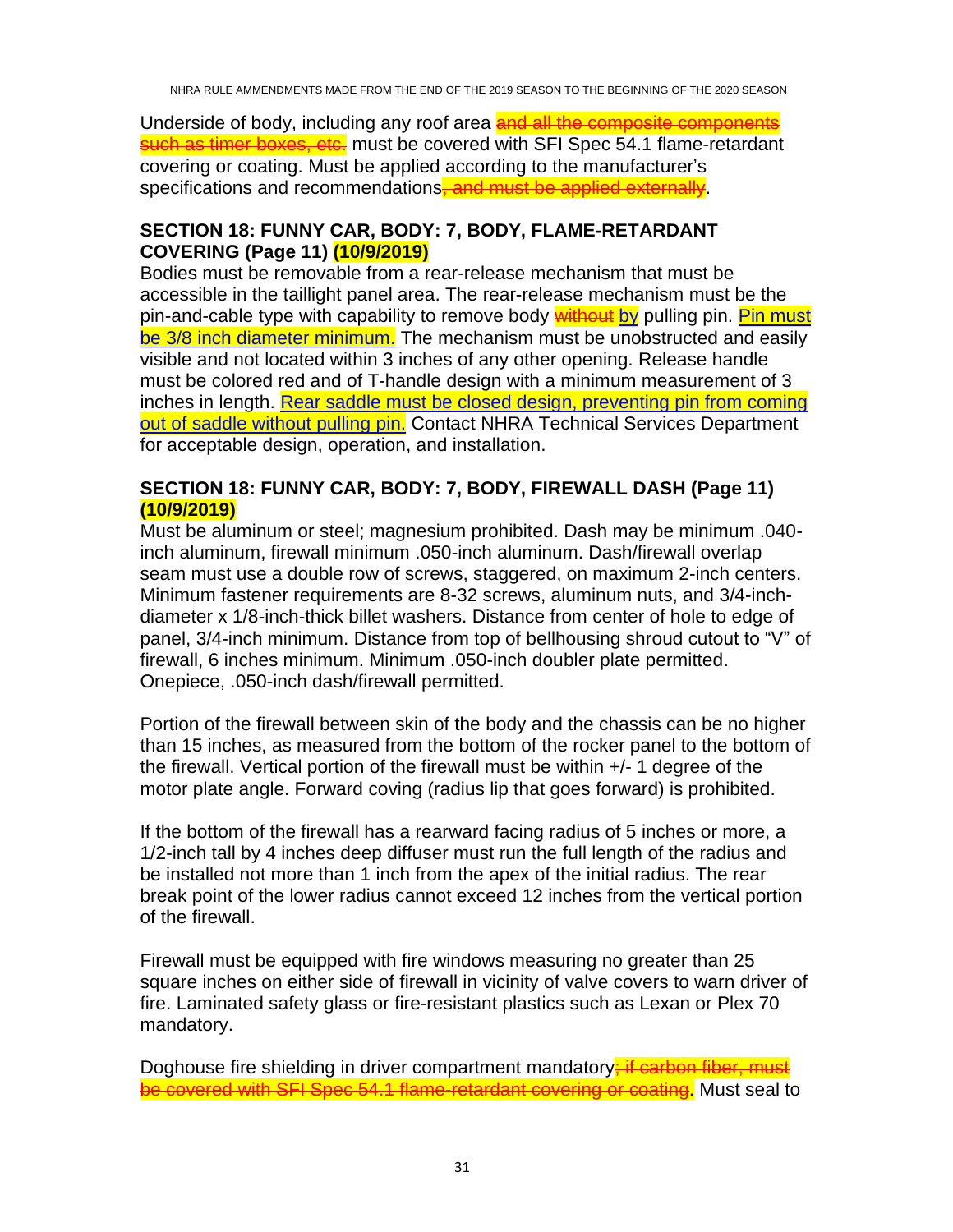Underside of body, including any roof area ~~and all the composite components such as timer boxes, etc.~~ must be covered with SFI Spec 54.1 flame-retardant covering or coating. Must be applied according to the manufacturer's specifications and recommendations~~, and must be applied externally~~.

**SECTION 18: FUNNY CAR, BODY: 7, BODY, FLAME-RETARDANT COVERING (Page 11) (10/9/2019)**

Bodies must be removable from a rear-release mechanism that must be accessible in the taillight panel area. The rear-release mechanism must be the pin-and-cable type with capability to remove body ~~without~~ by pulling pin. Pin must be 3/8 inch diameter minimum. The mechanism must be unobstructed and easily visible and not located within 3 inches of any other opening. Release handle must be colored red and of T-handle design with a minimum measurement of 3 inches in length. Rear saddle must be closed design, preventing pin from coming out of saddle without pulling pin. Contact NHRA Technical Services Department for acceptable design, operation, and installation.

**SECTION 18: FUNNY CAR, BODY: 7, BODY, FIREWALL DASH (Page 11) (10/9/2019)**

Must be aluminum or steel; magnesium prohibited. Dash may be minimum .040-inch aluminum, firewall minimum .050-inch aluminum. Dash/firewall overlap seam must use a double row of screws, staggered, on maximum 2-inch centers. Minimum fastener requirements are 8-32 screws, aluminum nuts, and 3/4-inch-diameter x 1/8-inch-thick billet washers. Distance from center of hole to edge of panel, 3/4-inch minimum. Distance from top of bellhousing shroud cutout to "V" of firewall, 6 inches minimum. Minimum .050-inch doubler plate permitted. Onepiece, .050-inch dash/firewall permitted.

Portion of the firewall between skin of the body and the chassis can be no higher than 15 inches, as measured from the bottom of the rocker panel to the bottom of the firewall. Vertical portion of the firewall must be within +/- 1 degree of the motor plate angle. Forward coving (radius lip that goes forward) is prohibited.

If the bottom of the firewall has a rearward facing radius of 5 inches or more, a 1/2-inch tall by 4 inches deep diffuser must run the full length of the radius and be installed not more than 1 inch from the apex of the initial radius. The rear break point of the lower radius cannot exceed 12 inches from the vertical portion of the firewall.

Firewall must be equipped with fire windows measuring no greater than 25 square inches on either side of firewall in vicinity of valve covers to warn driver of fire. Laminated safety glass or fire-resistant plastics such as Lexan or Plex 70 mandatory.

Doghouse fire shielding in driver compartment mandatory~~; if carbon fiber, must be covered with SFI Spec 54.1 flame-retardant covering or coating~~. Must seal to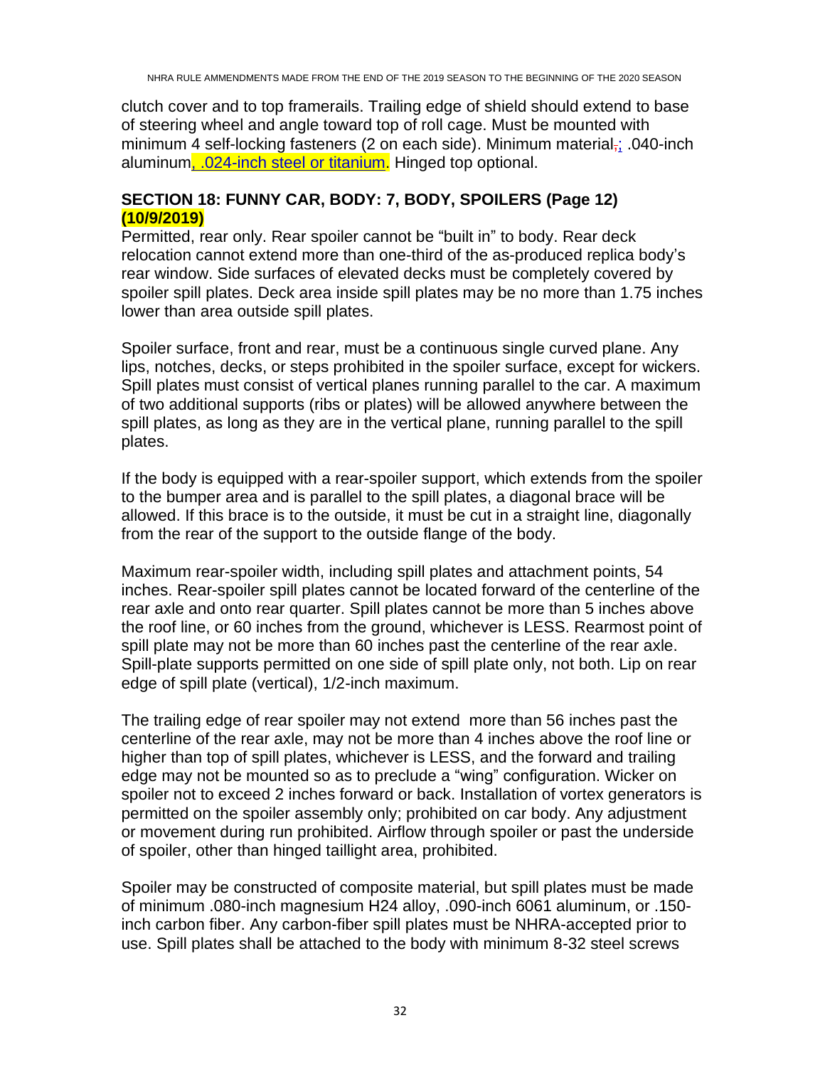clutch cover and to top framerails. Trailing edge of shield should extend to base of steering wheel and angle toward top of roll cage. Must be mounted with minimum 4 self-locking fasteners (2 on each side). Minimum material; .040-inch aluminum, .024-inch steel or titanium. Hinged top optional.

**SECTION 18: FUNNY CAR, BODY: 7, BODY, SPOILERS (Page 12) (10/9/2019)**

Permitted, rear only. Rear spoiler cannot be "built in" to body. Rear deck relocation cannot extend more than one-third of the as-produced replica body's rear window. Side surfaces of elevated decks must be completely covered by spoiler spill plates. Deck area inside spill plates may be no more than 1.75 inches lower than area outside spill plates.

Spoiler surface, front and rear, must be a continuous single curved plane. Any lips, notches, decks, or steps prohibited in the spoiler surface, except for wickers. Spill plates must consist of vertical planes running parallel to the car. A maximum of two additional supports (ribs or plates) will be allowed anywhere between the spill plates, as long as they are in the vertical plane, running parallel to the spill plates.

If the body is equipped with a rear-spoiler support, which extends from the spoiler to the bumper area and is parallel to the spill plates, a diagonal brace will be allowed. If this brace is to the outside, it must be cut in a straight line, diagonally from the rear of the support to the outside flange of the body.

Maximum rear-spoiler width, including spill plates and attachment points, 54 inches. Rear-spoiler spill plates cannot be located forward of the centerline of the rear axle and onto rear quarter. Spill plates cannot be more than 5 inches above the roof line, or 60 inches from the ground, whichever is LESS. Rearmost point of spill plate may not be more than 60 inches past the centerline of the rear axle. Spill-plate supports permitted on one side of spill plate only, not both. Lip on rear edge of spill plate (vertical), 1/2-inch maximum.

The trailing edge of rear spoiler may not extend more than 56 inches past the centerline of the rear axle, may not be more than 4 inches above the roof line or higher than top of spill plates, whichever is LESS, and the forward and trailing edge may not be mounted so as to preclude a "wing" configuration. Wicker on spoiler not to exceed 2 inches forward or back. Installation of vortex generators is permitted on the spoiler assembly only; prohibited on car body. Any adjustment or movement during run prohibited. Airflow through spoiler or past the underside of spoiler, other than hinged taillight area, prohibited.

Spoiler may be constructed of composite material, but spill plates must be made of minimum .080-inch magnesium H24 alloy, .090-inch 6061 aluminum, or .150-inch carbon fiber. Any carbon-fiber spill plates must be NHRA-accepted prior to use. Spill plates shall be attached to the body with minimum 8-32 steel screws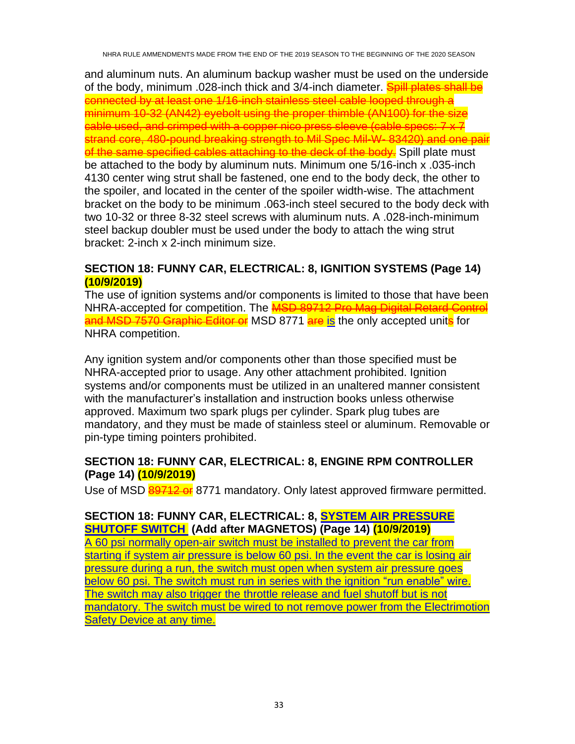and aluminum nuts. An aluminum backup washer must be used on the underside of the body, minimum .028-inch thick and 3/4-inch diameter. ~~Spill plates shall be connected by at least one 1/16-inch stainless steel cable looped through a minimum 10-32 (AN42) eyebolt using the proper thimble (AN100) for the size cable used, and crimped with a copper nico press sleeve (cable specs: 7 x 7 strand core, 480-pound breaking strength to Mil Spec Mil-W- 83420) and one pair of the same specified cables attaching to the deck of the body.~~ Spill plate must be attached to the body by aluminum nuts. Minimum one 5/16-inch x .035-inch 4130 center wing strut shall be fastened, one end to the body deck, the other to the spoiler, and located in the center of the spoiler width-wise. The attachment bracket on the body to be minimum .063-inch steel secured to the body deck with two 10-32 or three 8-32 steel screws with aluminum nuts. A .028-inch-minimum steel backup doubler must be used under the body to attach the wing strut bracket: 2-inch x 2-inch minimum size.

**SECTION 18: FUNNY CAR, ELECTRICAL: 8, IGNITION SYSTEMS (Page 14) (10/9/2019)**

The use of ignition systems and/or components is limited to those that have been NHRA-accepted for competition. The ~~MSD 89712 Pro Mag Digital Retard Control and MSD 7570 Graphic Editor or~~ MSD 8771 ~~are~~ <u>is</u> the only accepted unit~~s~~ for NHRA competition.

Any ignition system and/or components other than those specified must be NHRA-accepted prior to usage. Any other attachment prohibited. Ignition systems and/or components must be utilized in an unaltered manner consistent with the manufacturer's installation and instruction books unless otherwise approved. Maximum two spark plugs per cylinder. Spark plug tubes are mandatory, and they must be made of stainless steel or aluminum. Removable or pin-type timing pointers prohibited.

**SECTION 18: FUNNY CAR, ELECTRICAL: 8, ENGINE RPM CONTROLLER (Page 14) (10/9/2019)**

Use of MSD ~~89712 or~~ 8771 mandatory. Only latest approved firmware permitted.

**SECTION 18: FUNNY CAR, ELECTRICAL: 8, <u>SYSTEM AIR PRESSURE SHUTOFF SWITCH</u> (Add after MAGNETOS) (Page 14) (10/9/2019)**

<u>A 60 psi normally open-air switch must be installed to prevent the car from starting if system air pressure is below 60 psi. In the event the car is losing air pressure during a run, the switch must open when system air pressure goes below 60 psi. The switch must run in series with the ignition "run enable" wire. The switch may also trigger the throttle release and fuel shutoff but is not mandatory. The switch must be wired to not remove power from the Electrimotion Safety Device at any time.</u>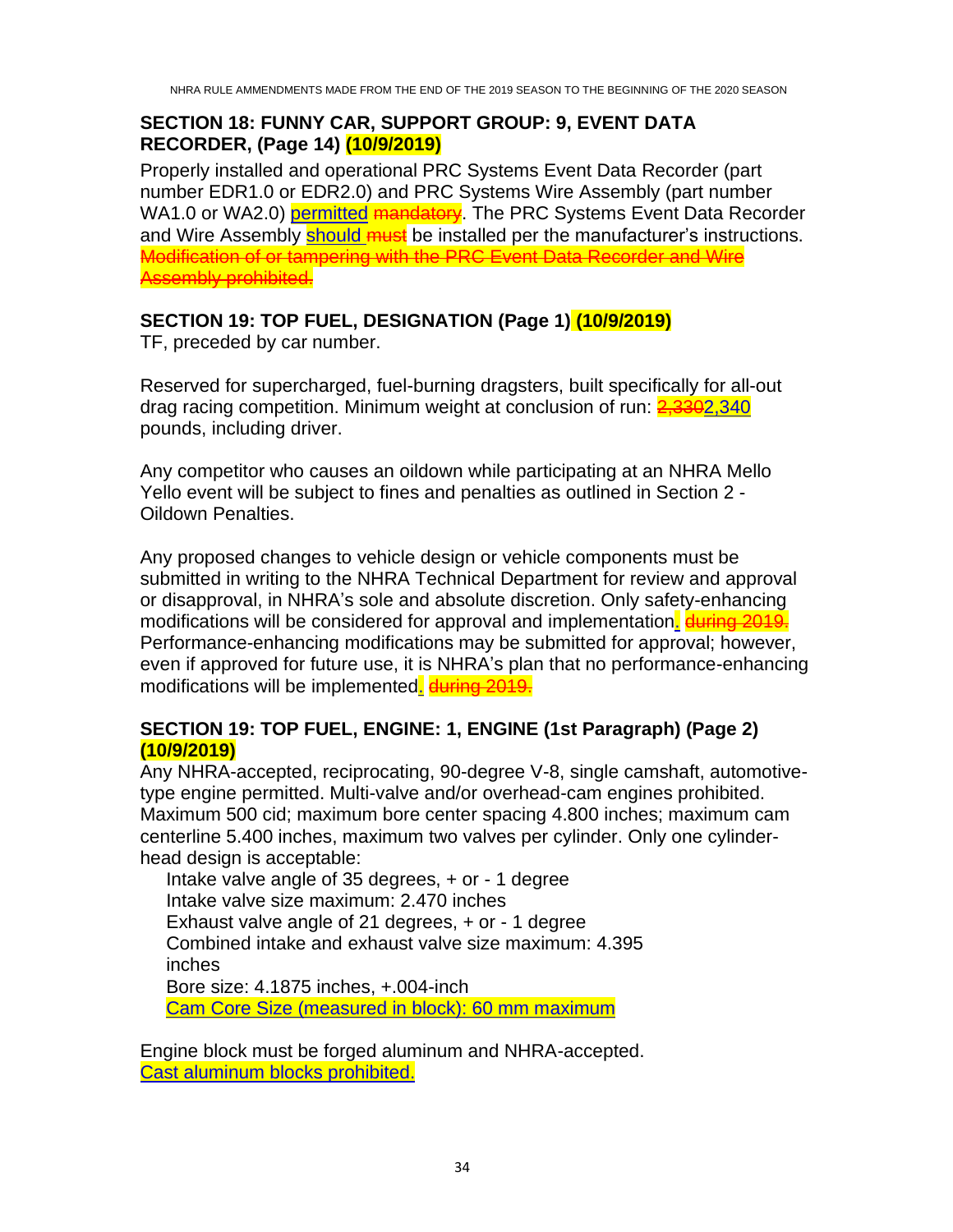**SECTION 18: FUNNY CAR, SUPPORT GROUP: 9, EVENT DATA RECORDER, (Page 14) (10/9/2019)**

Properly installed and operational PRC Systems Event Data Recorder (part number EDR1.0 or EDR2.0) and PRC Systems Wire Assembly (part number WA1.0 or WA2.0) permitted ~~mandatory~~. The PRC Systems Event Data Recorder and Wire Assembly should ~~must~~ be installed per the manufacturer's instructions. ~~Modification of or tampering with the PRC Event Data Recorder and Wire Assembly prohibited.~~

**SECTION 19: TOP FUEL, DESIGNATION (Page 1) (10/9/2019)**

TF, preceded by car number.

Reserved for supercharged, fuel-burning dragsters, built specifically for all-out drag racing competition. Minimum weight at conclusion of run: ~~2,330~~2,340 pounds, including driver.

Any competitor who causes an oildown while participating at an NHRA Mello Yello event will be subject to fines and penalties as outlined in Section 2 - Oildown Penalties.

Any proposed changes to vehicle design or vehicle components must be submitted in writing to the NHRA Technical Department for review and approval or disapproval, in NHRA's sole and absolute discretion. Only safety-enhancing modifications will be considered for approval and implementation. ~~during 2019.~~ Performance-enhancing modifications may be submitted for approval; however, even if approved for future use, it is NHRA's plan that no performance-enhancing modifications will be implemented. ~~during 2019.~~

**SECTION 19: TOP FUEL, ENGINE: 1, ENGINE (1st Paragraph) (Page 2) (10/9/2019)**

Any NHRA-accepted, reciprocating, 90-degree V-8, single camshaft, automotive-type engine permitted. Multi-valve and/or overhead-cam engines prohibited. Maximum 500 cid; maximum bore center spacing 4.800 inches; maximum cam centerline 5.400 inches, maximum two valves per cylinder. Only one cylinder-head design is acceptable:

Intake valve angle of 35 degrees, + or - 1 degree
Intake valve size maximum: 2.470 inches
Exhaust valve angle of 21 degrees, + or - 1 degree
Combined intake and exhaust valve size maximum: 4.395 inches
Bore size: 4.1875 inches, +.004-inch
Cam Core Size (measured in block): 60 mm maximum

Engine block must be forged aluminum and NHRA-accepted.
Cast aluminum blocks prohibited.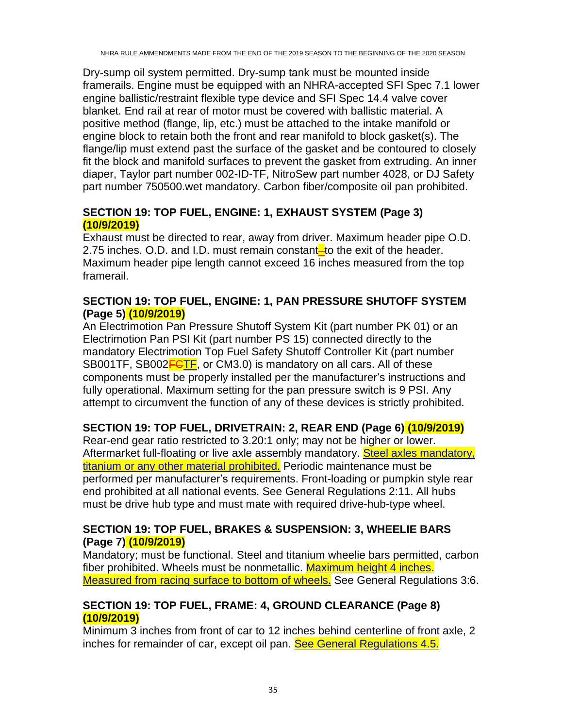Dry-sump oil system permitted. Dry-sump tank must be mounted inside framerails. Engine must be equipped with an NHRA-accepted SFI Spec 7.1 lower engine ballistic/restraint flexible type device and SFI Spec 14.4 valve cover blanket. End rail at rear of motor must be covered with ballistic material. A positive method (flange, lip, etc.) must be attached to the intake manifold or engine block to retain both the front and rear manifold to block gasket(s). The flange/lip must extend past the surface of the gasket and be contoured to closely fit the block and manifold surfaces to prevent the gasket from extruding. An inner diaper, Taylor part number 002-ID-TF, NitroSew part number 4028, or DJ Safety part number 750500.wet mandatory. Carbon fiber/composite oil pan prohibited.

**SECTION 19: TOP FUEL, ENGINE: 1, EXHAUST SYSTEM (Page 3) (10/9/2019)**

Exhaust must be directed to rear, away from driver. Maximum header pipe O.D. 2.75 inches. O.D. and I.D. must remain constant to the exit of the header. Maximum header pipe length cannot exceed 16 inches measured from the top framerail.

**SECTION 19: TOP FUEL, ENGINE: 1, PAN PRESSURE SHUTOFF SYSTEM (Page 5) (10/9/2019)**

An Electrimotion Pan Pressure Shutoff System Kit (part number PK 01) or an Electrimotion Pan PSI Kit (part number PS 15) connected directly to the mandatory Electrimotion Top Fuel Safety Shutoff Controller Kit (part number SB001TF, SB002~~FC~~TF, or CM3.0) is mandatory on all cars. All of these components must be properly installed per the manufacturer's instructions and fully operational. Maximum setting for the pan pressure switch is 9 PSI. Any attempt to circumvent the function of any of these devices is strictly prohibited.

**SECTION 19: TOP FUEL, DRIVETRAIN: 2, REAR END (Page 6) (10/9/2019)**

Rear-end gear ratio restricted to 3.20:1 only; may not be higher or lower. Aftermarket full-floating or live axle assembly mandatory. Steel axles mandatory, titanium or any other material prohibited. Periodic maintenance must be performed per manufacturer's requirements. Front-loading or pumpkin style rear end prohibited at all national events. See General Regulations 2:11. All hubs must be drive hub type and must mate with required drive-hub-type wheel.

**SECTION 19: TOP FUEL, BRAKES & SUSPENSION: 3, WHEELIE BARS (Page 7) (10/9/2019)**

Mandatory; must be functional. Steel and titanium wheelie bars permitted, carbon fiber prohibited. Wheels must be nonmetallic. Maximum height 4 inches. Measured from racing surface to bottom of wheels. See General Regulations 3:6.

**SECTION 19: TOP FUEL, FRAME: 4, GROUND CLEARANCE (Page 8) (10/9/2019)**

Minimum 3 inches from front of car to 12 inches behind centerline of front axle, 2 inches for remainder of car, except oil pan. See General Regulations 4.5.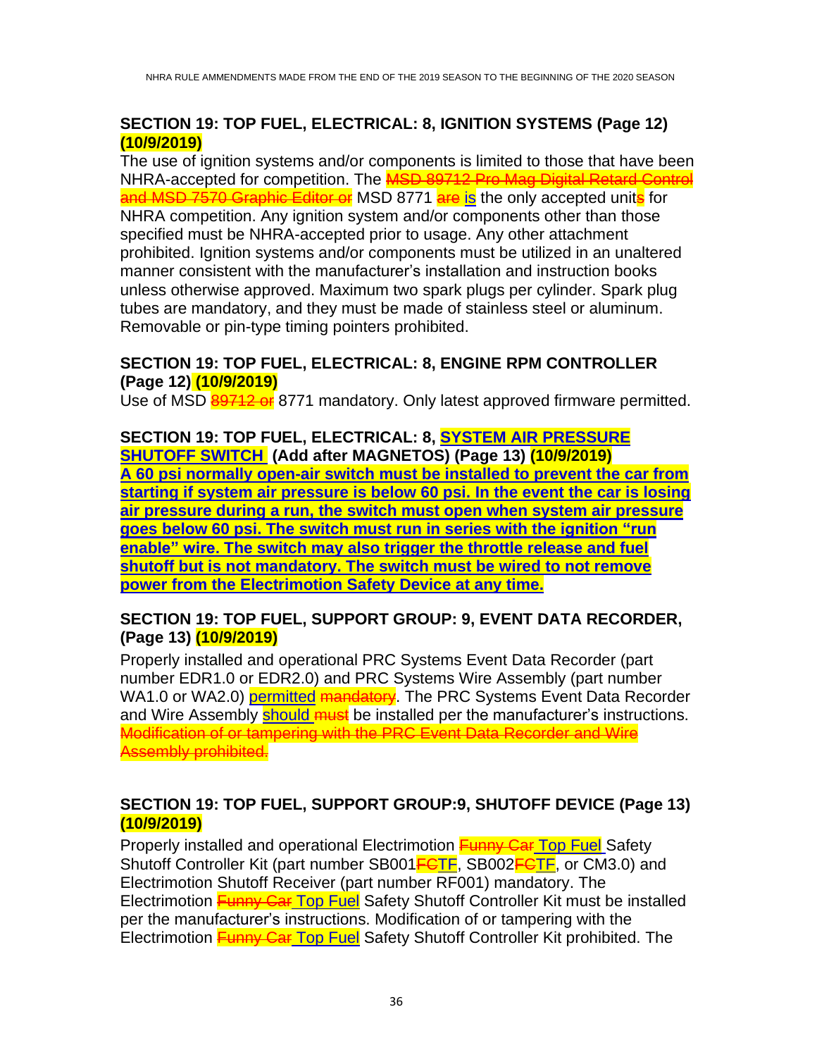**SECTION 19: TOP FUEL, ELECTRICAL: 8, IGNITION SYSTEMS (Page 12) (10/9/2019)**

The use of ignition systems and/or components is limited to those that have been NHRA-accepted for competition. The ~~MSD 89712 Pro Mag Digital Retard Control and MSD 7570 Graphic Editor or~~ MSD 8771 ~~are~~ is the only accepted unit~~s~~ for NHRA competition. Any ignition system and/or components other than those specified must be NHRA-accepted prior to usage. Any other attachment prohibited. Ignition systems and/or components must be utilized in an unaltered manner consistent with the manufacturer's installation and instruction books unless otherwise approved. Maximum two spark plugs per cylinder. Spark plug tubes are mandatory, and they must be made of stainless steel or aluminum. Removable or pin-type timing pointers prohibited.

**SECTION 19: TOP FUEL, ELECTRICAL: 8, ENGINE RPM CONTROLLER (Page 12) (10/9/2019)**

Use of MSD ~~89712 or~~ 8771 mandatory. Only latest approved firmware permitted.

**SECTION 19: TOP FUEL, ELECTRICAL: 8, SYSTEM AIR PRESSURE SHUTOFF SWITCH (Add after MAGNETOS) (Page 13) (10/9/2019)**

**A 60 psi normally open-air switch must be installed to prevent the car from starting if system air pressure is below 60 psi. In the event the car is losing air pressure during a run, the switch must open when system air pressure goes below 60 psi. The switch must run in series with the ignition "run enable" wire. The switch may also trigger the throttle release and fuel shutoff but is not mandatory. The switch must be wired to not remove power from the Electrimotion Safety Device at any time.**

**SECTION 19: TOP FUEL, SUPPORT GROUP: 9, EVENT DATA RECORDER, (Page 13) (10/9/2019)**

Properly installed and operational PRC Systems Event Data Recorder (part number EDR1.0 or EDR2.0) and PRC Systems Wire Assembly (part number WA1.0 or WA2.0) permitted ~~mandatory~~. The PRC Systems Event Data Recorder and Wire Assembly should ~~must~~ be installed per the manufacturer's instructions. ~~Modification of or tampering with the PRC Event Data Recorder and Wire Assembly prohibited.~~

**SECTION 19: TOP FUEL, SUPPORT GROUP:9, SHUTOFF DEVICE (Page 13) (10/9/2019)**

Properly installed and operational Electrimotion ~~Funny Car~~ Top Fuel Safety Shutoff Controller Kit (part number SB001~~FC~~TF, SB002~~FC~~TF, or CM3.0) and Electrimotion Shutoff Receiver (part number RF001) mandatory. The Electrimotion ~~Funny Car~~ Top Fuel Safety Shutoff Controller Kit must be installed per the manufacturer's instructions. Modification of or tampering with the Electrimotion ~~Funny Car~~ Top Fuel Safety Shutoff Controller Kit prohibited. The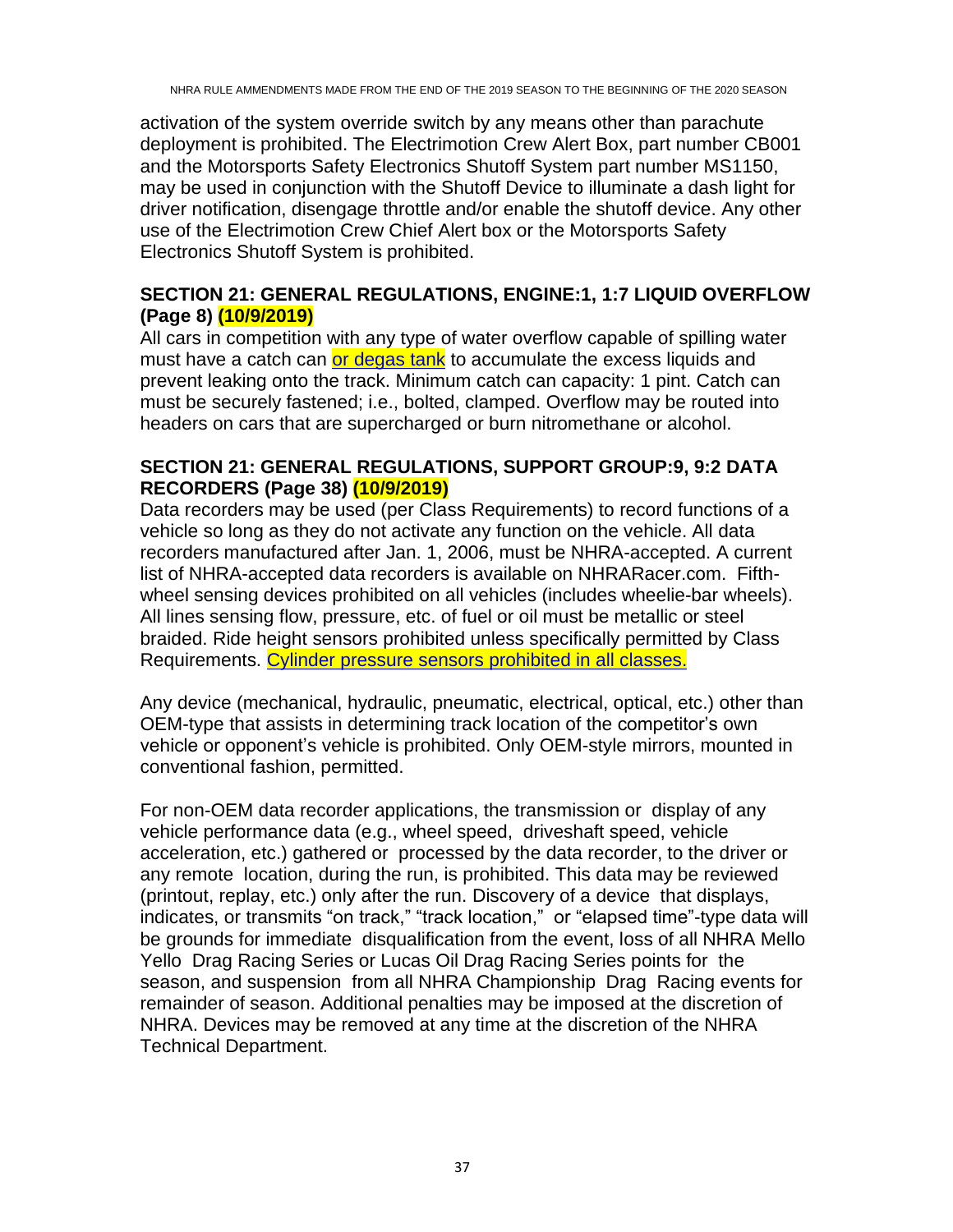activation of the system override switch by any means other than parachute deployment is prohibited. The Electrimotion Crew Alert Box, part number CB001 and the Motorsports Safety Electronics Shutoff System part number MS1150, may be used in conjunction with the Shutoff Device to illuminate a dash light for driver notification, disengage throttle and/or enable the shutoff device. Any other use of the Electrimotion Crew Chief Alert box or the Motorsports Safety Electronics Shutoff System is prohibited.

**SECTION 21: GENERAL REGULATIONS, ENGINE:1, 1:7 LIQUID OVERFLOW (Page 8) (10/9/2019)**

All cars in competition with any type of water overflow capable of spilling water must have a catch can or degas tank to accumulate the excess liquids and prevent leaking onto the track. Minimum catch can capacity: 1 pint. Catch can must be securely fastened; i.e., bolted, clamped. Overflow may be routed into headers on cars that are supercharged or burn nitromethane or alcohol.

**SECTION 21: GENERAL REGULATIONS, SUPPORT GROUP:9, 9:2 DATA RECORDERS (Page 38) (10/9/2019)**

Data recorders may be used (per Class Requirements) to record functions of a vehicle so long as they do not activate any function on the vehicle. All data recorders manufactured after Jan. 1, 2006, must be NHRA-accepted. A current list of NHRA-accepted data recorders is available on NHRARacer.com. Fifth-wheel sensing devices prohibited on all vehicles (includes wheelie-bar wheels). All lines sensing flow, pressure, etc. of fuel or oil must be metallic or steel braided. Ride height sensors prohibited unless specifically permitted by Class Requirements. Cylinder pressure sensors prohibited in all classes.

Any device (mechanical, hydraulic, pneumatic, electrical, optical, etc.) other than OEM-type that assists in determining track location of the competitor's own vehicle or opponent's vehicle is prohibited. Only OEM-style mirrors, mounted in conventional fashion, permitted.

For non-OEM data recorder applications, the transmission or display of any vehicle performance data (e.g., wheel speed, driveshaft speed, vehicle acceleration, etc.) gathered or processed by the data recorder, to the driver or any remote location, during the run, is prohibited. This data may be reviewed (printout, replay, etc.) only after the run. Discovery of a device that displays, indicates, or transmits "on track," "track location," or "elapsed time"-type data will be grounds for immediate disqualification from the event, loss of all NHRA Mello Yello Drag Racing Series or Lucas Oil Drag Racing Series points for the season, and suspension from all NHRA Championship Drag Racing events for remainder of season. Additional penalties may be imposed at the discretion of NHRA. Devices may be removed at any time at the discretion of the NHRA Technical Department.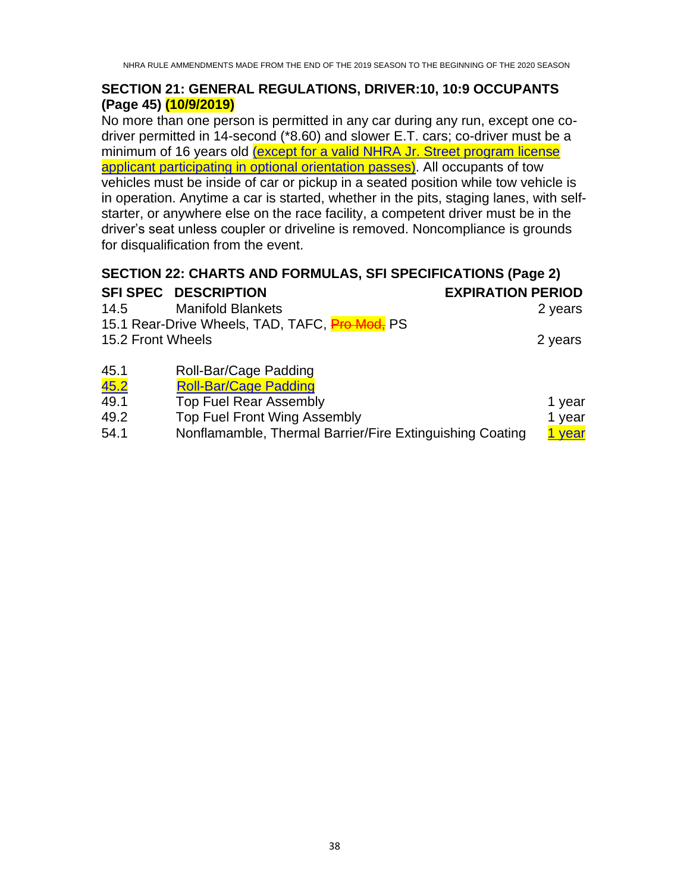## SECTION 21: GENERAL REGULATIONS, DRIVER:10, 10:9 OCCUPANTS (Page 45) (10/9/2019)

No more than one person is permitted in any car during any run, except one co-driver permitted in 14-second (*8.60) and slower E.T. cars; co-driver must be a minimum of 16 years old (except for a valid NHRA Jr. Street program license applicant participating in optional orientation passes). All occupants of tow vehicles must be inside of car or pickup in a seated position while tow vehicle is in operation. Anytime a car is started, whether in the pits, staging lanes, with self-starter, or anywhere else on the race facility, a competent driver must be in the driver's seat unless coupler or driveline is removed. Noncompliance is grounds for disqualification from the event.

## SECTION 22: CHARTS AND FORMULAS, SFI SPECIFICATIONS (Page 2)

| SFI SPEC | DESCRIPTION | EXPIRATION PERIOD |
|---|---|---|
| 14.5 | Manifold Blankets | 2 years |
| 15.1 | Rear-Drive Wheels, TAD, TAFC, ~~Pro Mod,~~ PS | |
| 15.2 | Front Wheels | 2 years |
| 45.1 | Roll-Bar/Cage Padding | |
| 45.2 | Roll-Bar/Cage Padding | |
| 49.1 | Top Fuel Rear Assembly | 1 year |
| 49.2 | Top Fuel Front Wing Assembly | 1 year |
| 54.1 | Nonflamamble, Thermal Barrier/Fire Extinguishing Coating | 1 year |